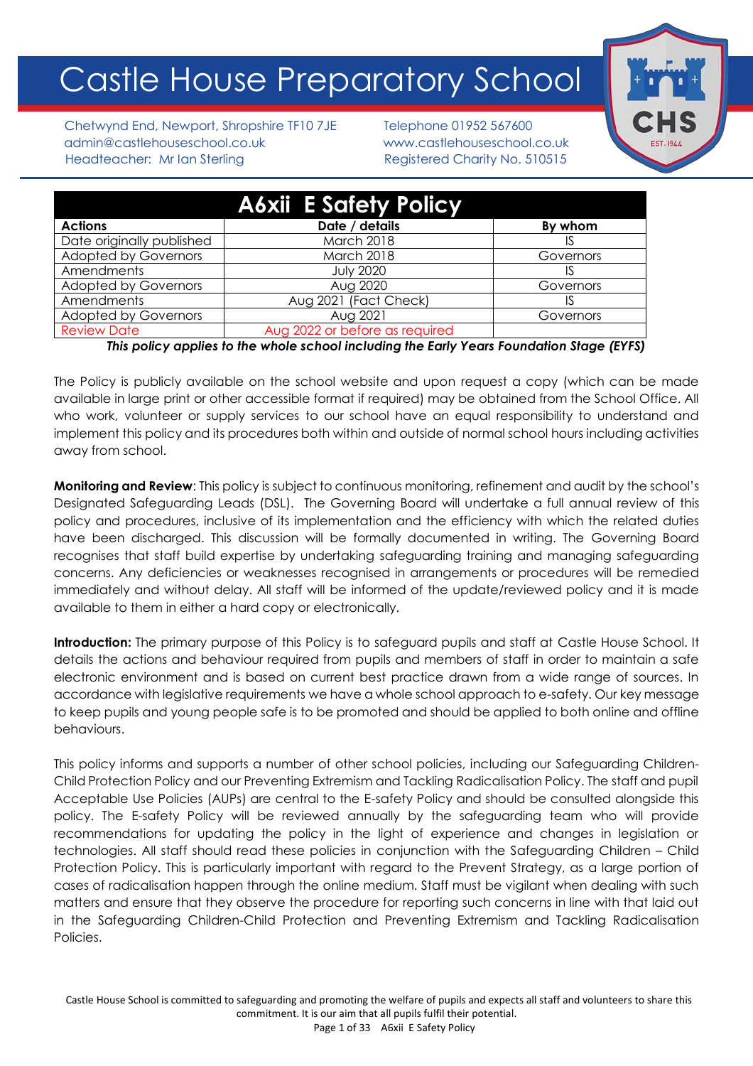# Castle House Preparatory School

Chetwynd End, Newport, Shropshire TF10 7JE
admin@castlehouseschool.co.uk
Headteacher: Mr Ian Sterling

Telephone 01952 567600
www.castlehouseschool.co.uk
Registered Charity No. 510515

## A6xii E Safety Policy

| Actions | Date / details | By whom |
|---|---|---|
| Date originally published | March 2018 | IS |
| Adopted by Governors | March 2018 | Governors |
| Amendments | July 2020 | IS |
| Adopted by Governors | Aug 2020 | Governors |
| Amendments | Aug 2021 (Fact Check) | IS |
| Adopted by Governors | Aug 2021 | Governors |
| Review Date | Aug 2022 or before as required | |

***This policy applies to the whole school including the Early Years Foundation Stage (EYFS)***

The Policy is publicly available on the school website and upon request a copy (which can be made available in large print or other accessible format if required) may be obtained from the School Office. All who work, volunteer or supply services to our school have an equal responsibility to understand and implement this policy and its procedures both within and outside of normal school hours including activities away from school.

**Monitoring and Review**: This policy is subject to continuous monitoring, refinement and audit by the school's Designated Safeguarding Leads (DSL). The Governing Board will undertake a full annual review of this policy and procedures, inclusive of its implementation and the efficiency with which the related duties have been discharged. This discussion will be formally documented in writing. The Governing Board recognises that staff build expertise by undertaking safeguarding training and managing safeguarding concerns. Any deficiencies or weaknesses recognised in arrangements or procedures will be remedied immediately and without delay. All staff will be informed of the update/reviewed policy and it is made available to them in either a hard copy or electronically.

**Introduction:** The primary purpose of this Policy is to safeguard pupils and staff at Castle House School. It details the actions and behaviour required from pupils and members of staff in order to maintain a safe electronic environment and is based on current best practice drawn from a wide range of sources. In accordance with legislative requirements we have a whole school approach to e-safety. Our key message to keep pupils and young people safe is to be promoted and should be applied to both online and offline behaviours.

This policy informs and supports a number of other school policies, including our Safeguarding Children-Child Protection Policy and our Preventing Extremism and Tackling Radicalisation Policy. The staff and pupil Acceptable Use Policies (AUPs) are central to the E-safety Policy and should be consulted alongside this policy. The E-safety Policy will be reviewed annually by the safeguarding team who will provide recommendations for updating the policy in the light of experience and changes in legislation or technologies. All staff should read these policies in conjunction with the Safeguarding Children – Child Protection Policy. This is particularly important with regard to the Prevent Strategy, as a large portion of cases of radicalisation happen through the online medium. Staff must be vigilant when dealing with such matters and ensure that they observe the procedure for reporting such concerns in line with that laid out in the Safeguarding Children-Child Protection and Preventing Extremism and Tackling Radicalisation Policies.

Castle House School is committed to safeguarding and promoting the welfare of pupils and expects all staff and volunteers to share this commitment. It is our aim that all pupils fulfil their potential.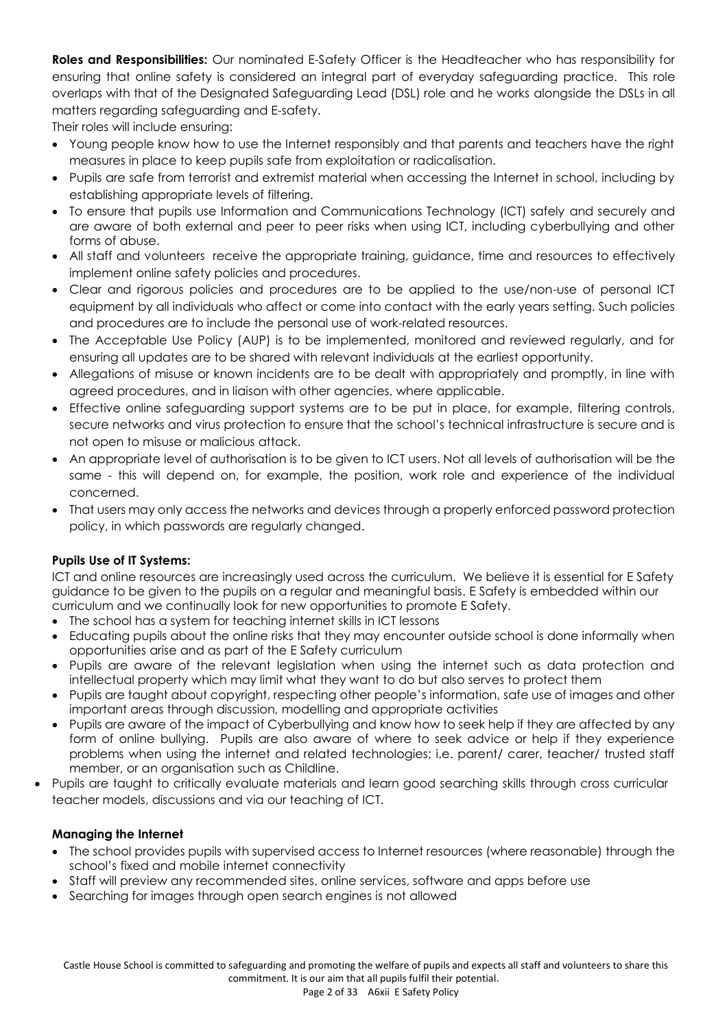**Roles and Responsibilities:** Our nominated E-Safety Officer is the Headteacher who has responsibility for ensuring that online safety is considered an integral part of everyday safeguarding practice. This role overlaps with that of the Designated Safeguarding Lead (DSL) role and he works alongside the DSLs in all matters regarding safeguarding and E-safety.

Their roles will include ensuring:

- Young people know how to use the Internet responsibly and that parents and teachers have the right measures in place to keep pupils safe from exploitation or radicalisation.
- Pupils are safe from terrorist and extremist material when accessing the Internet in school, including by establishing appropriate levels of filtering.
- To ensure that pupils use Information and Communications Technology (ICT) safely and securely and are aware of both external and peer to peer risks when using ICT, including cyberbullying and other forms of abuse.
- All staff and volunteers receive the appropriate training, guidance, time and resources to effectively implement online safety policies and procedures.
- Clear and rigorous policies and procedures are to be applied to the use/non-use of personal ICT equipment by all individuals who affect or come into contact with the early years setting. Such policies and procedures are to include the personal use of work-related resources.
- The Acceptable Use Policy (AUP) is to be implemented, monitored and reviewed regularly, and for ensuring all updates are to be shared with relevant individuals at the earliest opportunity.
- Allegations of misuse or known incidents are to be dealt with appropriately and promptly, in line with agreed procedures, and in liaison with other agencies, where applicable.
- Effective online safeguarding support systems are to be put in place, for example, filtering controls, secure networks and virus protection to ensure that the school's technical infrastructure is secure and is not open to misuse or malicious attack.
- An appropriate level of authorisation is to be given to ICT users. Not all levels of authorisation will be the same - this will depend on, for example, the position, work role and experience of the individual concerned.
- That users may only access the networks and devices through a properly enforced password protection policy, in which passwords are regularly changed.

**Pupils Use of IT Systems:**

ICT and online resources are increasingly used across the curriculum. We believe it is essential for E Safety guidance to be given to the pupils on a regular and meaningful basis. E Safety is embedded within our curriculum and we continually look for new opportunities to promote E Safety.

- The school has a system for teaching internet skills in ICT lessons
- Educating pupils about the online risks that they may encounter outside school is done informally when opportunities arise and as part of the E Safety curriculum
- Pupils are aware of the relevant legislation when using the internet such as data protection and intellectual property which may limit what they want to do but also serves to protect them
- Pupils are taught about copyright, respecting other people's information, safe use of images and other important areas through discussion, modelling and appropriate activities
- Pupils are aware of the impact of Cyberbullying and know how to seek help if they are affected by any form of online bullying. Pupils are also aware of where to seek advice or help if they experience problems when using the internet and related technologies; i.e. parent/ carer, teacher/ trusted staff member, or an organisation such as Childline.
- Pupils are taught to critically evaluate materials and learn good searching skills through cross curricular teacher models, discussions and via our teaching of ICT.

**Managing the Internet**

- The school provides pupils with supervised access to Internet resources (where reasonable) through the school's fixed and mobile internet connectivity
- Staff will preview any recommended sites, online services, software and apps before use
- Searching for images through open search engines is not allowed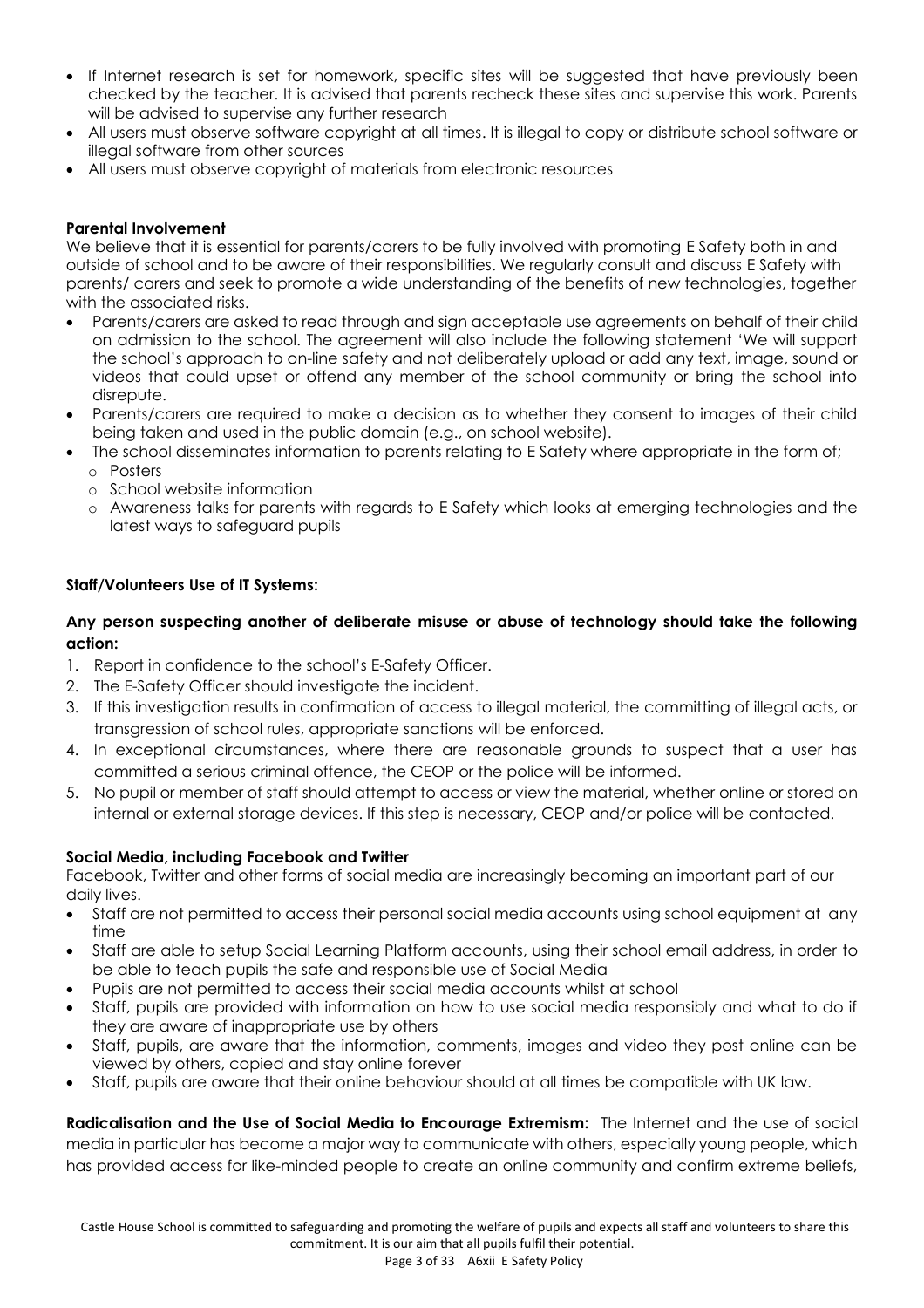- If Internet research is set for homework, specific sites will be suggested that have previously been checked by the teacher. It is advised that parents recheck these sites and supervise this work. Parents will be advised to supervise any further research
- All users must observe software copyright at all times. It is illegal to copy or distribute school software or illegal software from other sources
- All users must observe copyright of materials from electronic resources

**Parental Involvement**

We believe that it is essential for parents/carers to be fully involved with promoting E Safety both in and outside of school and to be aware of their responsibilities. We regularly consult and discuss E Safety with parents/ carers and seek to promote a wide understanding of the benefits of new technologies, together with the associated risks.

- Parents/carers are asked to read through and sign acceptable use agreements on behalf of their child on admission to the school. The agreement will also include the following statement 'We will support the school's approach to on-line safety and not deliberately upload or add any text, image, sound or videos that could upset or offend any member of the school community or bring the school into disrepute.
- Parents/carers are required to make a decision as to whether they consent to images of their child being taken and used in the public domain (e.g., on school website).
- The school disseminates information to parents relating to E Safety where appropriate in the form of;
  - Posters
  - School website information
  - Awareness talks for parents with regards to E Safety which looks at emerging technologies and the latest ways to safeguard pupils

**Staff/Volunteers Use of IT Systems:**

**Any person suspecting another of deliberate misuse or abuse of technology should take the following action:**

1. Report in confidence to the school's E-Safety Officer.
2. The E-Safety Officer should investigate the incident.
3. If this investigation results in confirmation of access to illegal material, the committing of illegal acts, or transgression of school rules, appropriate sanctions will be enforced.
4. In exceptional circumstances, where there are reasonable grounds to suspect that a user has committed a serious criminal offence, the CEOP or the police will be informed.
5. No pupil or member of staff should attempt to access or view the material, whether online or stored on internal or external storage devices. If this step is necessary, CEOP and/or police will be contacted.

**Social Media, including Facebook and Twitter**

Facebook, Twitter and other forms of social media are increasingly becoming an important part of our daily lives.

- Staff are not permitted to access their personal social media accounts using school equipment at any time
- Staff are able to setup Social Learning Platform accounts, using their school email address, in order to be able to teach pupils the safe and responsible use of Social Media
- Pupils are not permitted to access their social media accounts whilst at school
- Staff, pupils are provided with information on how to use social media responsibly and what to do if they are aware of inappropriate use by others
- Staff, pupils, are aware that the information, comments, images and video they post online can be viewed by others, copied and stay online forever
- Staff, pupils are aware that their online behaviour should at all times be compatible with UK law.

**Radicalisation and the Use of Social Media to Encourage Extremism:** The Internet and the use of social media in particular has become a major way to communicate with others, especially young people, which has provided access for like-minded people to create an online community and confirm extreme beliefs,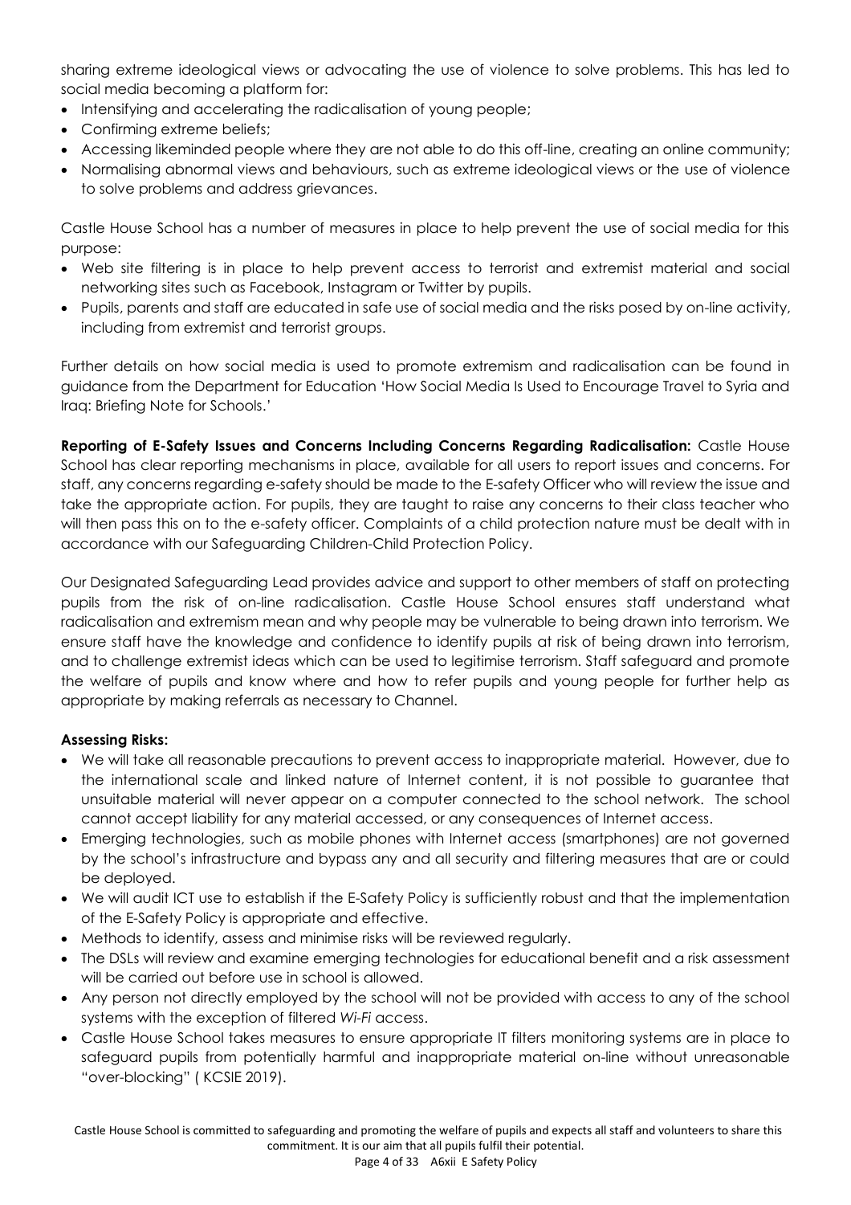sharing extreme ideological views or advocating the use of violence to solve problems. This has led to social media becoming a platform for:

- Intensifying and accelerating the radicalisation of young people;
- Confirming extreme beliefs;
- Accessing likeminded people where they are not able to do this off-line, creating an online community;
- Normalising abnormal views and behaviours, such as extreme ideological views or the use of violence to solve problems and address grievances.

Castle House School has a number of measures in place to help prevent the use of social media for this purpose:

- Web site filtering is in place to help prevent access to terrorist and extremist material and social networking sites such as Facebook, Instagram or Twitter by pupils.
- Pupils, parents and staff are educated in safe use of social media and the risks posed by on-line activity, including from extremist and terrorist groups.

Further details on how social media is used to promote extremism and radicalisation can be found in guidance from the Department for Education 'How Social Media Is Used to Encourage Travel to Syria and Iraq: Briefing Note for Schools.'

**Reporting of E-Safety Issues and Concerns Including Concerns Regarding Radicalisation:** Castle House School has clear reporting mechanisms in place, available for all users to report issues and concerns. For staff, any concerns regarding e-safety should be made to the E-safety Officer who will review the issue and take the appropriate action. For pupils, they are taught to raise any concerns to their class teacher who will then pass this on to the e-safety officer. Complaints of a child protection nature must be dealt with in accordance with our Safeguarding Children-Child Protection Policy.

Our Designated Safeguarding Lead provides advice and support to other members of staff on protecting pupils from the risk of on-line radicalisation. Castle House School ensures staff understand what radicalisation and extremism mean and why people may be vulnerable to being drawn into terrorism. We ensure staff have the knowledge and confidence to identify pupils at risk of being drawn into terrorism, and to challenge extremist ideas which can be used to legitimise terrorism. Staff safeguard and promote the welfare of pupils and know where and how to refer pupils and young people for further help as appropriate by making referrals as necessary to Channel.

**Assessing Risks:**

- We will take all reasonable precautions to prevent access to inappropriate material. However, due to the international scale and linked nature of Internet content, it is not possible to guarantee that unsuitable material will never appear on a computer connected to the school network. The school cannot accept liability for any material accessed, or any consequences of Internet access.
- Emerging technologies, such as mobile phones with Internet access (smartphones) are not governed by the school's infrastructure and bypass any and all security and filtering measures that are or could be deployed.
- We will audit ICT use to establish if the E-Safety Policy is sufficiently robust and that the implementation of the E-Safety Policy is appropriate and effective.
- Methods to identify, assess and minimise risks will be reviewed regularly.
- The DSLs will review and examine emerging technologies for educational benefit and a risk assessment will be carried out before use in school is allowed.
- Any person not directly employed by the school will not be provided with access to any of the school systems with the exception of filtered *Wi-Fi* access.
- Castle House School takes measures to ensure appropriate IT filters monitoring systems are in place to safeguard pupils from potentially harmful and inappropriate material on-line without unreasonable "over-blocking" ( KCSIE 2019).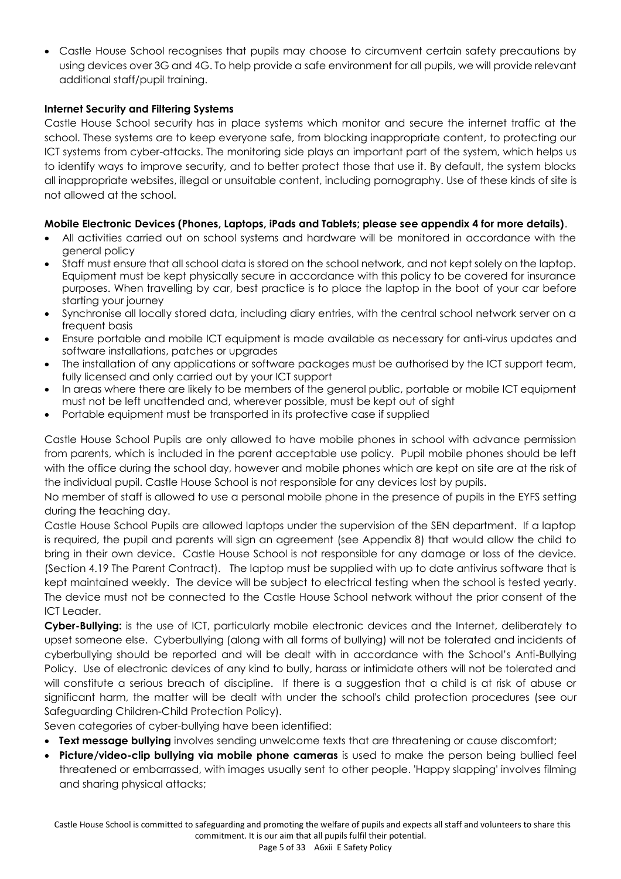- Castle House School recognises that pupils may choose to circumvent certain safety precautions by using devices over 3G and 4G. To help provide a safe environment for all pupils, we will provide relevant additional staff/pupil training.

**Internet Security and Filtering Systems**

Castle House School security has in place systems which monitor and secure the internet traffic at the school. These systems are to keep everyone safe, from blocking inappropriate content, to protecting our ICT systems from cyber-attacks. The monitoring side plays an important part of the system, which helps us to identify ways to improve security, and to better protect those that use it. By default, the system blocks all inappropriate websites, illegal or unsuitable content, including pornography. Use of these kinds of site is not allowed at the school.

**Mobile Electronic Devices (Phones, Laptops, iPads and Tablets; please see appendix 4 for more details)**.

- All activities carried out on school systems and hardware will be monitored in accordance with the general policy
- Staff must ensure that all school data is stored on the school network, and not kept solely on the laptop. Equipment must be kept physically secure in accordance with this policy to be covered for insurance purposes. When travelling by car, best practice is to place the laptop in the boot of your car before starting your journey
- Synchronise all locally stored data, including diary entries, with the central school network server on a frequent basis
- Ensure portable and mobile ICT equipment is made available as necessary for anti-virus updates and software installations, patches or upgrades
- The installation of any applications or software packages must be authorised by the ICT support team, fully licensed and only carried out by your ICT support
- In areas where there are likely to be members of the general public, portable or mobile ICT equipment must not be left unattended and, wherever possible, must be kept out of sight
- Portable equipment must be transported in its protective case if supplied

Castle House School Pupils are only allowed to have mobile phones in school with advance permission from parents, which is included in the parent acceptable use policy. Pupil mobile phones should be left with the office during the school day, however and mobile phones which are kept on site are at the risk of the individual pupil. Castle House School is not responsible for any devices lost by pupils.

No member of staff is allowed to use a personal mobile phone in the presence of pupils in the EYFS setting during the teaching day.

Castle House School Pupils are allowed laptops under the supervision of the SEN department. If a laptop is required, the pupil and parents will sign an agreement (see Appendix 8) that would allow the child to bring in their own device. Castle House School is not responsible for any damage or loss of the device. (Section 4.19 The Parent Contract). The laptop must be supplied with up to date antivirus software that is kept maintained weekly. The device will be subject to electrical testing when the school is tested yearly. The device must not be connected to the Castle House School network without the prior consent of the ICT Leader.

**Cyber-Bullying:** is the use of ICT, particularly mobile electronic devices and the Internet, deliberately to upset someone else. Cyberbullying (along with all forms of bullying) will not be tolerated and incidents of cyberbullying should be reported and will be dealt with in accordance with the School's Anti-Bullying Policy. Use of electronic devices of any kind to bully, harass or intimidate others will not be tolerated and will constitute a serious breach of discipline. If there is a suggestion that a child is at risk of abuse or significant harm, the matter will be dealt with under the school's child protection procedures (see our Safeguarding Children-Child Protection Policy).

Seven categories of cyber-bullying have been identified:

- **Text message bullying** involves sending unwelcome texts that are threatening or cause discomfort;
- **Picture/video-clip bullying via mobile phone cameras** is used to make the person being bullied feel threatened or embarrassed, with images usually sent to other people. 'Happy slapping' involves filming and sharing physical attacks;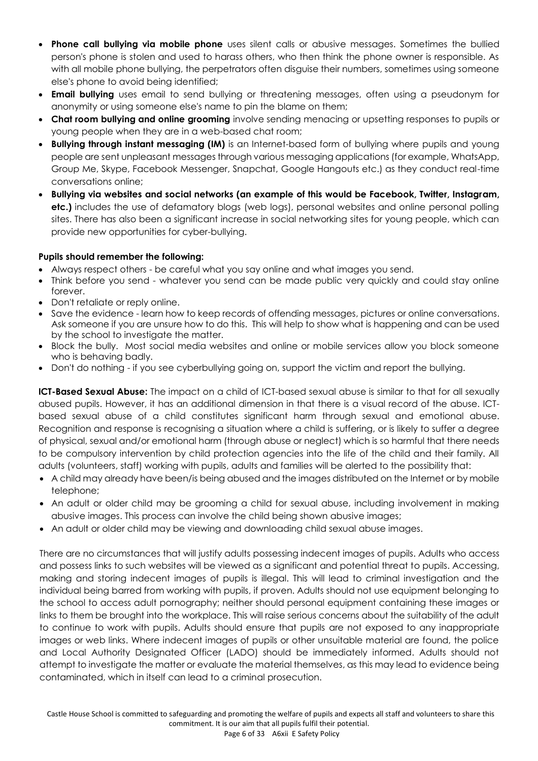- **Phone call bullying via mobile phone** uses silent calls or abusive messages. Sometimes the bullied person's phone is stolen and used to harass others, who then think the phone owner is responsible. As with all mobile phone bullying, the perpetrators often disguise their numbers, sometimes using someone else's phone to avoid being identified;
- **Email bullying** uses email to send bullying or threatening messages, often using a pseudonym for anonymity or using someone else's name to pin the blame on them;
- **Chat room bullying and online grooming** involve sending menacing or upsetting responses to pupils or young people when they are in a web-based chat room;
- **Bullying through instant messaging (IM)** is an Internet-based form of bullying where pupils and young people are sent unpleasant messages through various messaging applications (for example, WhatsApp, Group Me, Skype, Facebook Messenger, Snapchat, Google Hangouts etc.) as they conduct real-time conversations online;
- **Bullying via websites and social networks (an example of this would be Facebook, Twitter, Instagram, etc.)** includes the use of defamatory blogs (web logs), personal websites and online personal polling sites. There has also been a significant increase in social networking sites for young people, which can provide new opportunities for cyber-bullying.

**Pupils should remember the following:**

- Always respect others - be careful what you say online and what images you send.
- Think before you send - whatever you send can be made public very quickly and could stay online forever.
- Don't retaliate or reply online.
- Save the evidence - learn how to keep records of offending messages, pictures or online conversations. Ask someone if you are unsure how to do this. This will help to show what is happening and can be used by the school to investigate the matter.
- Block the bully. Most social media websites and online or mobile services allow you block someone who is behaving badly.
- Don't do nothing - if you see cyberbullying going on, support the victim and report the bullying.

**ICT-Based Sexual Abuse:** The impact on a child of ICT-based sexual abuse is similar to that for all sexually abused pupils. However, it has an additional dimension in that there is a visual record of the abuse. ICT-based sexual abuse of a child constitutes significant harm through sexual and emotional abuse. Recognition and response is recognising a situation where a child is suffering, or is likely to suffer a degree of physical, sexual and/or emotional harm (through abuse or neglect) which is so harmful that there needs to be compulsory intervention by child protection agencies into the life of the child and their family. All adults (volunteers, staff) working with pupils, adults and families will be alerted to the possibility that:

- A child may already have been/is being abused and the images distributed on the Internet or by mobile telephone;
- An adult or older child may be grooming a child for sexual abuse, including involvement in making abusive images. This process can involve the child being shown abusive images;
- An adult or older child may be viewing and downloading child sexual abuse images.

There are no circumstances that will justify adults possessing indecent images of pupils. Adults who access and possess links to such websites will be viewed as a significant and potential threat to pupils. Accessing, making and storing indecent images of pupils is illegal. This will lead to criminal investigation and the individual being barred from working with pupils, if proven. Adults should not use equipment belonging to the school to access adult pornography; neither should personal equipment containing these images or links to them be brought into the workplace. This will raise serious concerns about the suitability of the adult to continue to work with pupils. Adults should ensure that pupils are not exposed to any inappropriate images or web links. Where indecent images of pupils or other unsuitable material are found, the police and Local Authority Designated Officer (LADO) should be immediately informed. Adults should not attempt to investigate the matter or evaluate the material themselves, as this may lead to evidence being contaminated, which in itself can lead to a criminal prosecution.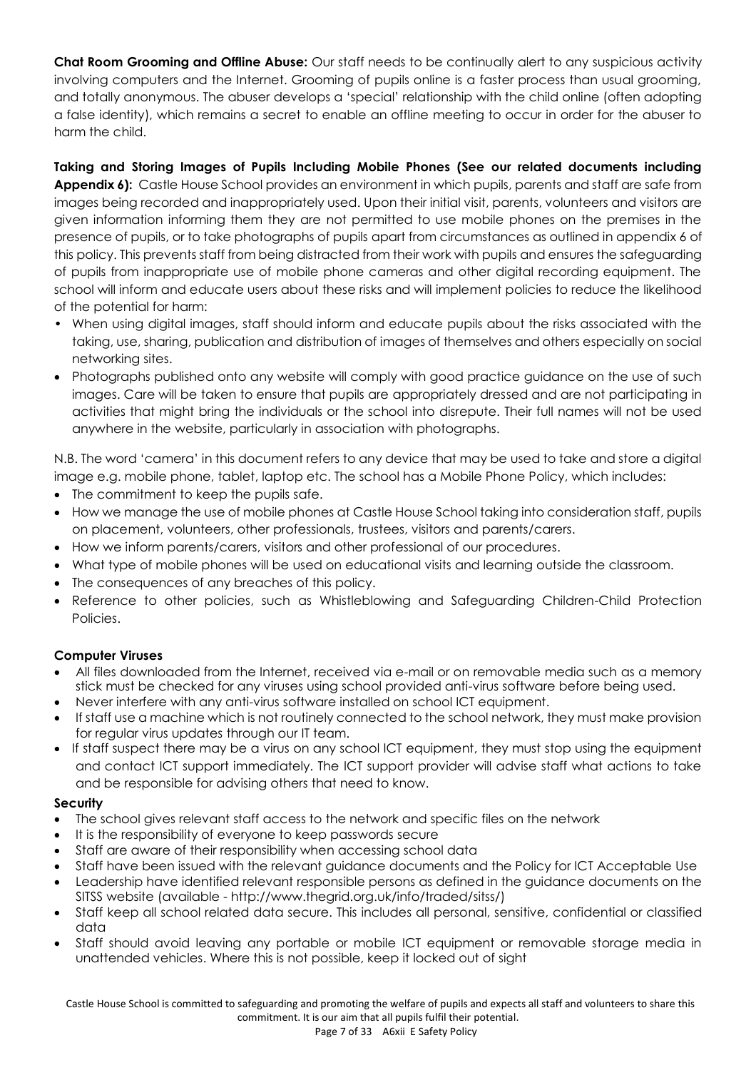**Chat Room Grooming and Offline Abuse:** Our staff needs to be continually alert to any suspicious activity involving computers and the Internet. Grooming of pupils online is a faster process than usual grooming, and totally anonymous. The abuser develops a 'special' relationship with the child online (often adopting a false identity), which remains a secret to enable an offline meeting to occur in order for the abuser to harm the child.

**Taking and Storing Images of Pupils Including Mobile Phones (See our related documents including Appendix 6):** Castle House School provides an environment in which pupils, parents and staff are safe from images being recorded and inappropriately used. Upon their initial visit, parents, volunteers and visitors are given information informing them they are not permitted to use mobile phones on the premises in the presence of pupils, or to take photographs of pupils apart from circumstances as outlined in appendix 6 of this policy. This prevents staff from being distracted from their work with pupils and ensures the safeguarding of pupils from inappropriate use of mobile phone cameras and other digital recording equipment. The school will inform and educate users about these risks and will implement policies to reduce the likelihood of the potential for harm:

- When using digital images, staff should inform and educate pupils about the risks associated with the taking, use, sharing, publication and distribution of images of themselves and others especially on social networking sites.
- Photographs published onto any website will comply with good practice guidance on the use of such images. Care will be taken to ensure that pupils are appropriately dressed and are not participating in activities that might bring the individuals or the school into disrepute. Their full names will not be used anywhere in the website, particularly in association with photographs.

N.B. The word 'camera' in this document refers to any device that may be used to take and store a digital image e.g. mobile phone, tablet, laptop etc. The school has a Mobile Phone Policy, which includes:

- The commitment to keep the pupils safe.
- How we manage the use of mobile phones at Castle House School taking into consideration staff, pupils on placement, volunteers, other professionals, trustees, visitors and parents/carers.
- How we inform parents/carers, visitors and other professional of our procedures.
- What type of mobile phones will be used on educational visits and learning outside the classroom.
- The consequences of any breaches of this policy.
- Reference to other policies, such as Whistleblowing and Safeguarding Children-Child Protection Policies.

**Computer Viruses**

- All files downloaded from the Internet, received via e-mail or on removable media such as a memory stick must be checked for any viruses using school provided anti-virus software before being used.
- Never interfere with any anti-virus software installed on school ICT equipment.
- If staff use a machine which is not routinely connected to the school network, they must make provision for regular virus updates through our IT team.
- If staff suspect there may be a virus on any school ICT equipment, they must stop using the equipment and contact ICT support immediately. The ICT support provider will advise staff what actions to take and be responsible for advising others that need to know.

**Security**

- The school gives relevant staff access to the network and specific files on the network
- It is the responsibility of everyone to keep passwords secure
- Staff are aware of their responsibility when accessing school data
- Staff have been issued with the relevant guidance documents and the Policy for ICT Acceptable Use
- Leadership have identified relevant responsible persons as defined in the guidance documents on the SITSS website (available - http://www.thegrid.org.uk/info/traded/sitss/)
- Staff keep all school related data secure. This includes all personal, sensitive, confidential or classified data
- Staff should avoid leaving any portable or mobile ICT equipment or removable storage media in unattended vehicles. Where this is not possible, keep it locked out of sight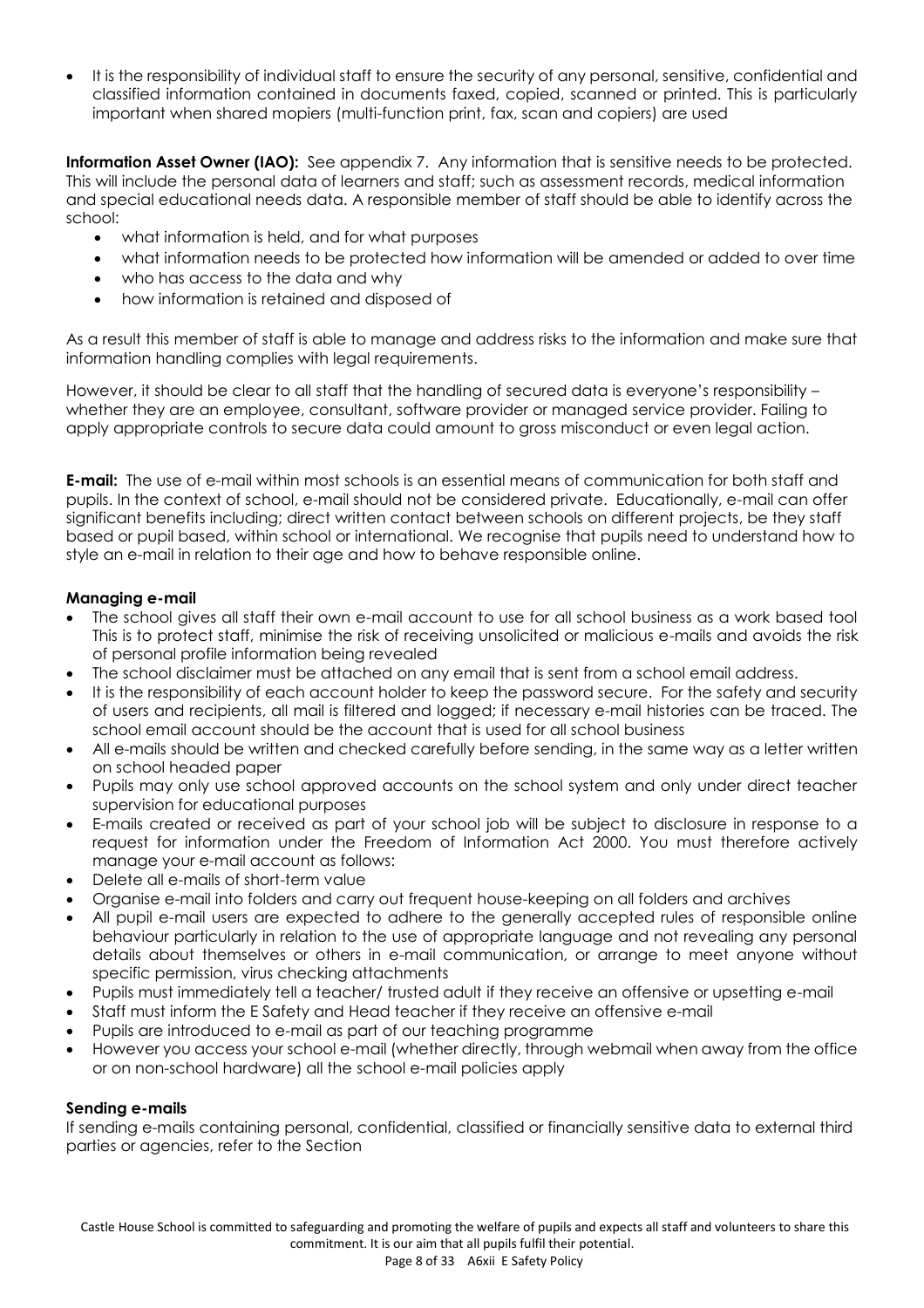- It is the responsibility of individual staff to ensure the security of any personal, sensitive, confidential and classified information contained in documents faxed, copied, scanned or printed. This is particularly important when shared mopiers (multi-function print, fax, scan and copiers) are used

**Information Asset Owner (IAO):** See appendix 7. Any information that is sensitive needs to be protected. This will include the personal data of learners and staff; such as assessment records, medical information and special educational needs data. A responsible member of staff should be able to identify across the school:

- what information is held, and for what purposes
- what information needs to be protected how information will be amended or added to over time
- who has access to the data and why
- how information is retained and disposed of

As a result this member of staff is able to manage and address risks to the information and make sure that information handling complies with legal requirements.

However, it should be clear to all staff that the handling of secured data is everyone's responsibility – whether they are an employee, consultant, software provider or managed service provider. Failing to apply appropriate controls to secure data could amount to gross misconduct or even legal action.

**E-mail:** The use of e-mail within most schools is an essential means of communication for both staff and pupils. In the context of school, e-mail should not be considered private. Educationally, e-mail can offer significant benefits including; direct written contact between schools on different projects, be they staff based or pupil based, within school or international. We recognise that pupils need to understand how to style an e-mail in relation to their age and how to behave responsible online.

**Managing e-mail**

- The school gives all staff their own e-mail account to use for all school business as a work based tool This is to protect staff, minimise the risk of receiving unsolicited or malicious e-mails and avoids the risk of personal profile information being revealed
- The school disclaimer must be attached on any email that is sent from a school email address.
- It is the responsibility of each account holder to keep the password secure. For the safety and security of users and recipients, all mail is filtered and logged; if necessary e-mail histories can be traced. The school email account should be the account that is used for all school business
- All e-mails should be written and checked carefully before sending, in the same way as a letter written on school headed paper
- Pupils may only use school approved accounts on the school system and only under direct teacher supervision for educational purposes
- E-mails created or received as part of your school job will be subject to disclosure in response to a request for information under the Freedom of Information Act 2000. You must therefore actively manage your e-mail account as follows:
- Delete all e-mails of short-term value
- Organise e-mail into folders and carry out frequent house-keeping on all folders and archives
- All pupil e-mail users are expected to adhere to the generally accepted rules of responsible online behaviour particularly in relation to the use of appropriate language and not revealing any personal details about themselves or others in e-mail communication, or arrange to meet anyone without specific permission, virus checking attachments
- Pupils must immediately tell a teacher/ trusted adult if they receive an offensive or upsetting e-mail
- Staff must inform the E Safety and Head teacher if they receive an offensive e-mail
- Pupils are introduced to e-mail as part of our teaching programme
- However you access your school e-mail (whether directly, through webmail when away from the office or on non-school hardware) all the school e-mail policies apply

**Sending e-mails**

If sending e-mails containing personal, confidential, classified or financially sensitive data to external third parties or agencies, refer to the Section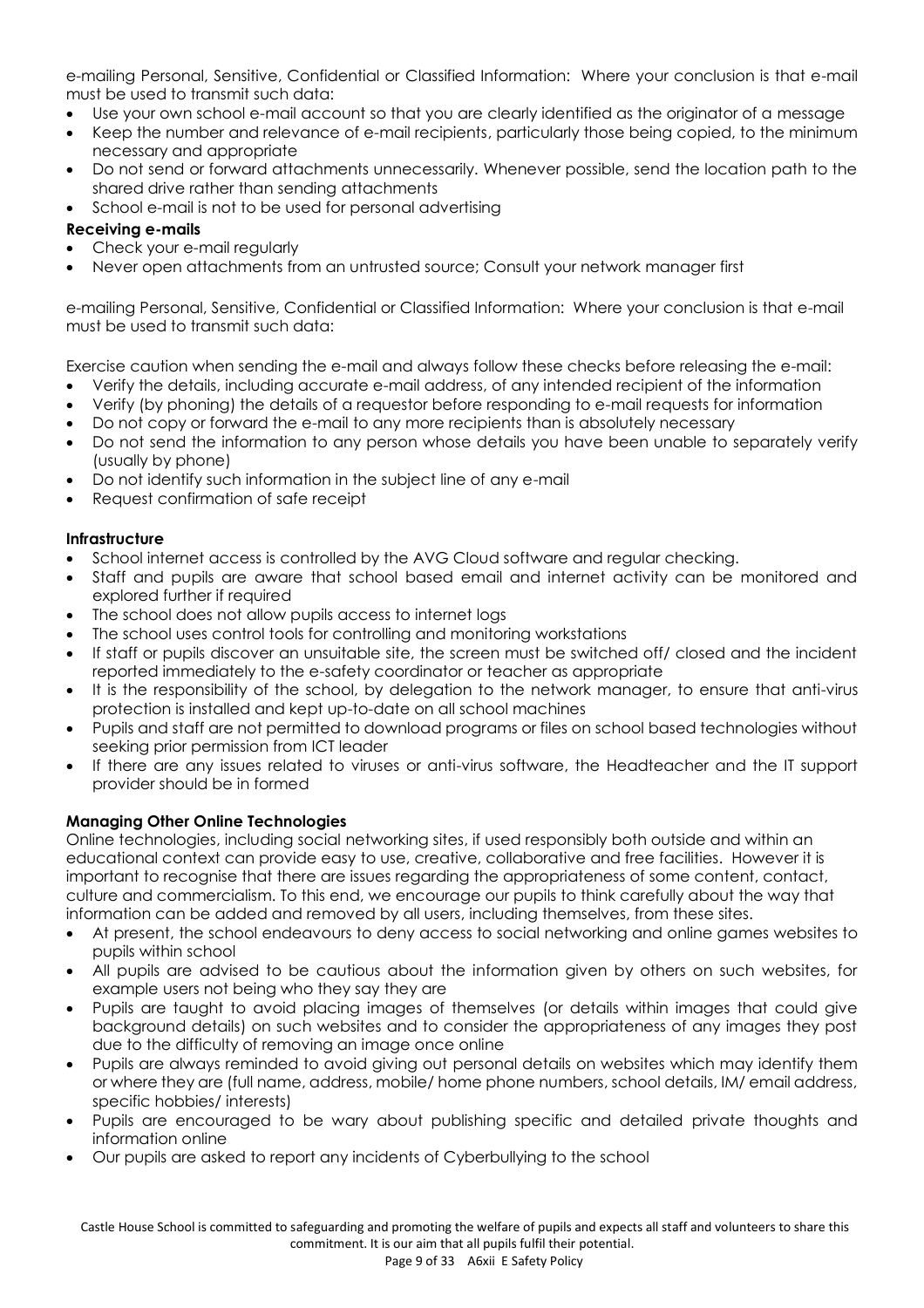e-mailing Personal, Sensitive, Confidential or Classified Information: Where your conclusion is that e-mail must be used to transmit such data:

- Use your own school e-mail account so that you are clearly identified as the originator of a message
- Keep the number and relevance of e-mail recipients, particularly those being copied, to the minimum necessary and appropriate
- Do not send or forward attachments unnecessarily. Whenever possible, send the location path to the shared drive rather than sending attachments
- School e-mail is not to be used for personal advertising

**Receiving e-mails**

- Check your e-mail regularly
- Never open attachments from an untrusted source; Consult your network manager first

e-mailing Personal, Sensitive, Confidential or Classified Information: Where your conclusion is that e-mail must be used to transmit such data:

Exercise caution when sending the e-mail and always follow these checks before releasing the e-mail:

- Verify the details, including accurate e-mail address, of any intended recipient of the information
- Verify (by phoning) the details of a requestor before responding to e-mail requests for information
- Do not copy or forward the e-mail to any more recipients than is absolutely necessary
- Do not send the information to any person whose details you have been unable to separately verify (usually by phone)
- Do not identify such information in the subject line of any e-mail
- Request confirmation of safe receipt

**Infrastructure**

- School internet access is controlled by the AVG Cloud software and regular checking.
- Staff and pupils are aware that school based email and internet activity can be monitored and explored further if required
- The school does not allow pupils access to internet logs
- The school uses control tools for controlling and monitoring workstations
- If staff or pupils discover an unsuitable site, the screen must be switched off/ closed and the incident reported immediately to the e-safety coordinator or teacher as appropriate
- It is the responsibility of the school, by delegation to the network manager, to ensure that anti-virus protection is installed and kept up-to-date on all school machines
- Pupils and staff are not permitted to download programs or files on school based technologies without seeking prior permission from ICT leader
- If there are any issues related to viruses or anti-virus software, the Headteacher and the IT support provider should be in formed

**Managing Other Online Technologies**

Online technologies, including social networking sites, if used responsibly both outside and within an educational context can provide easy to use, creative, collaborative and free facilities. However it is important to recognise that there are issues regarding the appropriateness of some content, contact, culture and commercialism. To this end, we encourage our pupils to think carefully about the way that information can be added and removed by all users, including themselves, from these sites.

- At present, the school endeavours to deny access to social networking and online games websites to pupils within school
- All pupils are advised to be cautious about the information given by others on such websites, for example users not being who they say they are
- Pupils are taught to avoid placing images of themselves (or details within images that could give background details) on such websites and to consider the appropriateness of any images they post due to the difficulty of removing an image once online
- Pupils are always reminded to avoid giving out personal details on websites which may identify them or where they are (full name, address, mobile/ home phone numbers, school details, IM/ email address, specific hobbies/ interests)
- Pupils are encouraged to be wary about publishing specific and detailed private thoughts and information online
- Our pupils are asked to report any incidents of Cyberbullying to the school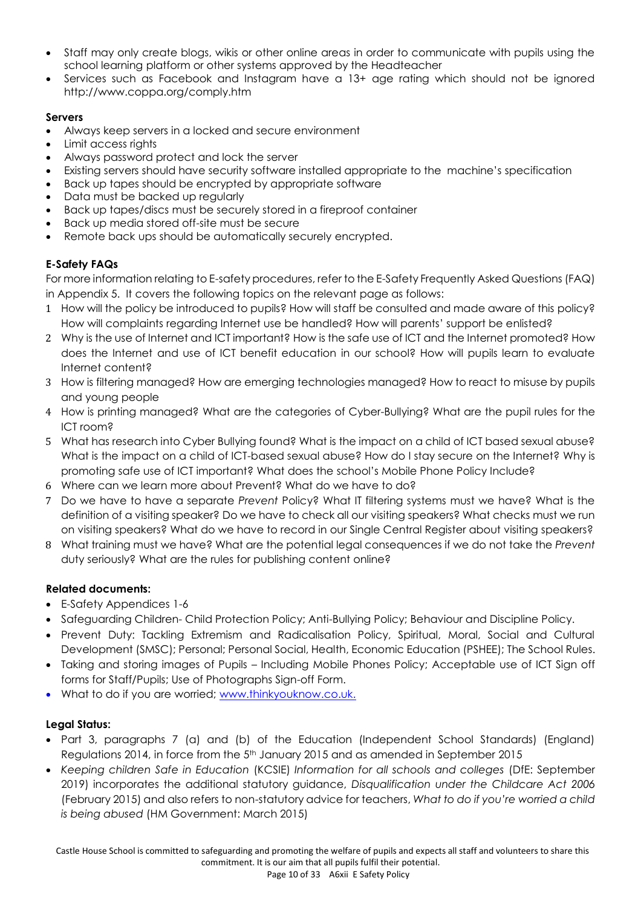- Staff may only create blogs, wikis or other online areas in order to communicate with pupils using the school learning platform or other systems approved by the Headteacher
- Services such as Facebook and Instagram have a 13+ age rating which should not be ignored http://www.coppa.org/comply.htm

**Servers**

- Always keep servers in a locked and secure environment
- Limit access rights
- Always password protect and lock the server
- Existing servers should have security software installed appropriate to the machine's specification
- Back up tapes should be encrypted by appropriate software
- Data must be backed up regularly
- Back up tapes/discs must be securely stored in a fireproof container
- Back up media stored off-site must be secure
- Remote back ups should be automatically securely encrypted.

**E-Safety FAQs**

For more information relating to E-safety procedures, refer to the E-Safety Frequently Asked Questions (FAQ) in Appendix 5. It covers the following topics on the relevant page as follows:

1. How will the policy be introduced to pupils? How will staff be consulted and made aware of this policy? How will complaints regarding Internet use be handled? How will parents' support be enlisted?
2. Why is the use of Internet and ICT important? How is the safe use of ICT and the Internet promoted? How does the Internet and use of ICT benefit education in our school? How will pupils learn to evaluate Internet content?
3. How is filtering managed? How are emerging technologies managed? How to react to misuse by pupils and young people
4. How is printing managed? What are the categories of Cyber-Bullying? What are the pupil rules for the ICT room?
5. What has research into Cyber Bullying found? What is the impact on a child of ICT based sexual abuse? What is the impact on a child of ICT-based sexual abuse? How do I stay secure on the Internet? Why is promoting safe use of ICT important? What does the school's Mobile Phone Policy Include?
6. Where can we learn more about Prevent? What do we have to do?
7. Do we have to have a separate *Prevent* Policy? What IT filtering systems must we have? What is the definition of a visiting speaker? Do we have to check all our visiting speakers? What checks must we run on visiting speakers? What do we have to record in our Single Central Register about visiting speakers?
8. What training must we have? What are the potential legal consequences if we do not take the *Prevent* duty seriously? What are the rules for publishing content online?

**Related documents:**

- E-Safety Appendices 1-6
- Safeguarding Children- Child Protection Policy; Anti-Bullying Policy; Behaviour and Discipline Policy.
- Prevent Duty: Tackling Extremism and Radicalisation Policy, Spiritual, Moral, Social and Cultural Development (SMSC); Personal; Personal Social, Health, Economic Education (PSHEE); The School Rules.
- Taking and storing images of Pupils – Including Mobile Phones Policy; Acceptable use of ICT Sign off forms for Staff/Pupils; Use of Photographs Sign-off Form.
- What to do if you are worried; [www.thinkyouknow.co.uk.](www.thinkyouknow.co.uk)

**Legal Status:**

- Part 3, paragraphs 7 (a) and (b) of the Education (Independent School Standards) (England) Regulations 2014, in force from the 5th January 2015 and as amended in September 2015
- *Keeping children Safe in Education* (KCSIE) *Information for all schools and colleges* (DfE: September 2019) incorporates the additional statutory guidance, *Disqualification under the Childcare Act 2006* (February 2015) and also refers to non-statutory advice for teachers, *What to do if you're worried a child is being abused* (HM Government: March 2015)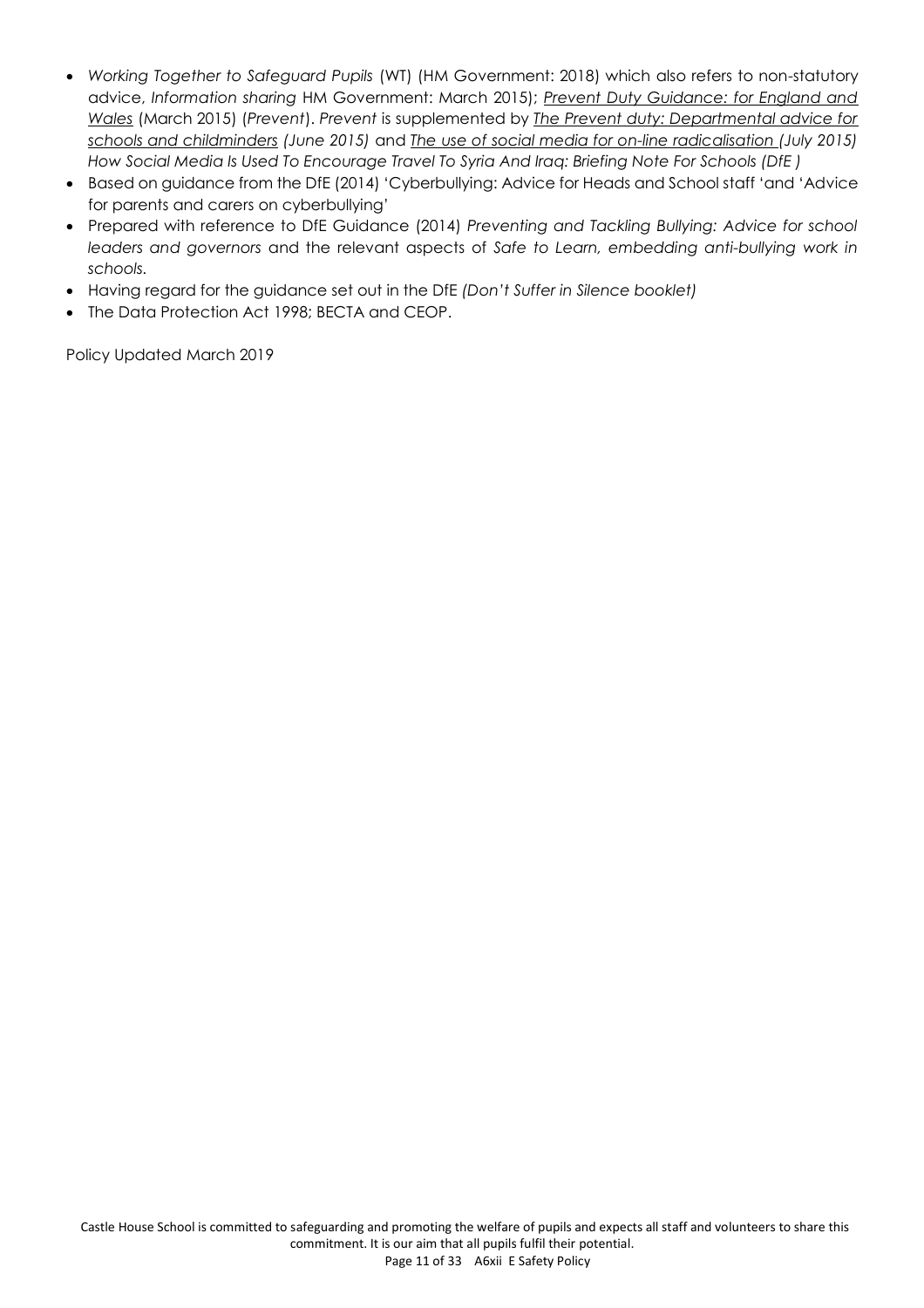- *Working Together to Safeguard Pupils* (WT) (HM Government: 2018) which also refers to non-statutory advice, *Information sharing* HM Government: March 2015); *Prevent Duty Guidance: for England and Wales* (March 2015) (*Prevent*). *Prevent* is supplemented by *The Prevent duty: Departmental advice for schools and childminders (June 2015)* and *The use of social media for on-line radicalisation (July 2015) How Social Media Is Used To Encourage Travel To Syria And Iraq: Briefing Note For Schools (DfE )*
- Based on guidance from the DfE (2014) 'Cyberbullying: Advice for Heads and School staff 'and 'Advice for parents and carers on cyberbullying'
- Prepared with reference to DfE Guidance (2014) *Preventing and Tackling Bullying: Advice for school leaders and governors* and the relevant aspects of *Safe to Learn, embedding anti-bullying work in schools.*
- Having regard for the guidance set out in the DfE *(Don't Suffer in Silence booklet)*
- The Data Protection Act 1998; BECTA and CEOP.

Policy Updated March 2019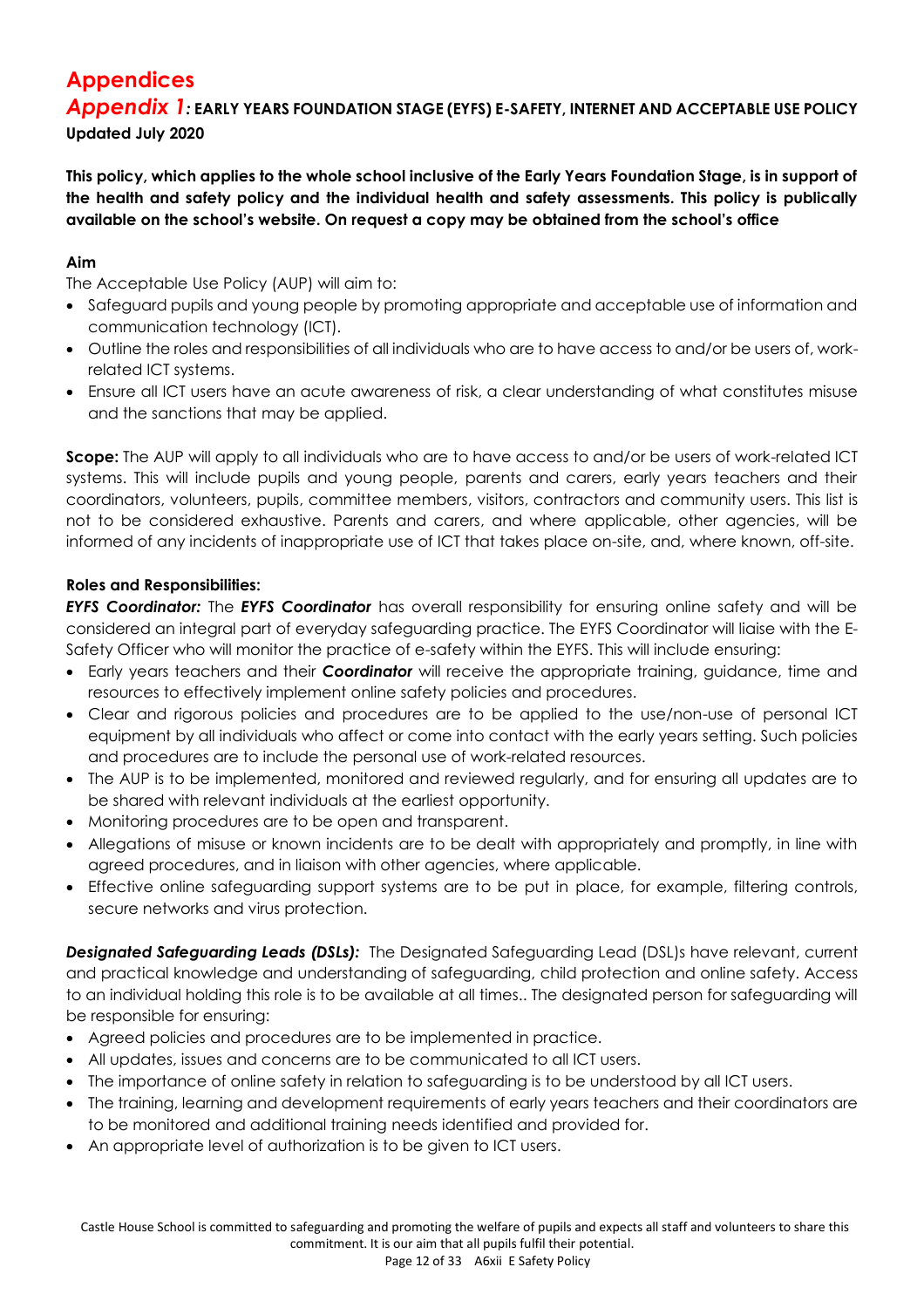# Appendices

## *Appendix 1:* EARLY YEARS FOUNDATION STAGE (EYFS) E-SAFETY, INTERNET AND ACCEPTABLE USE POLICY

**Updated July 2020**

**This policy, which applies to the whole school inclusive of the Early Years Foundation Stage, is in support of the health and safety policy and the individual health and safety assessments. This policy is publically available on the school's website. On request a copy may be obtained from the school's office**

**Aim**

The Acceptable Use Policy (AUP) will aim to:

- Safeguard pupils and young people by promoting appropriate and acceptable use of information and communication technology (ICT).
- Outline the roles and responsibilities of all individuals who are to have access to and/or be users of, work-related ICT systems.
- Ensure all ICT users have an acute awareness of risk, a clear understanding of what constitutes misuse and the sanctions that may be applied.

**Scope:** The AUP will apply to all individuals who are to have access to and/or be users of work-related ICT systems. This will include pupils and young people, parents and carers, early years teachers and their coordinators, volunteers, pupils, committee members, visitors, contractors and community users. This list is not to be considered exhaustive. Parents and carers, and where applicable, other agencies, will be informed of any incidents of inappropriate use of ICT that takes place on-site, and, where known, off-site.

**Roles and Responsibilities:**

***EYFS Coordinator:*** The ***EYFS Coordinator*** has overall responsibility for ensuring online safety and will be considered an integral part of everyday safeguarding practice. The EYFS Coordinator will liaise with the E-Safety Officer who will monitor the practice of e-safety within the EYFS. This will include ensuring:

- Early years teachers and their ***Coordinator*** will receive the appropriate training, guidance, time and resources to effectively implement online safety policies and procedures.
- Clear and rigorous policies and procedures are to be applied to the use/non-use of personal ICT equipment by all individuals who affect or come into contact with the early years setting. Such policies and procedures are to include the personal use of work-related resources.
- The AUP is to be implemented, monitored and reviewed regularly, and for ensuring all updates are to be shared with relevant individuals at the earliest opportunity.
- Monitoring procedures are to be open and transparent.
- Allegations of misuse or known incidents are to be dealt with appropriately and promptly, in line with agreed procedures, and in liaison with other agencies, where applicable.
- Effective online safeguarding support systems are to be put in place, for example, filtering controls, secure networks and virus protection.

***Designated Safeguarding Leads (DSLs):*** The Designated Safeguarding Lead (DSL)s have relevant, current and practical knowledge and understanding of safeguarding, child protection and online safety. Access to an individual holding this role is to be available at all times.. The designated person for safeguarding will be responsible for ensuring:

- Agreed policies and procedures are to be implemented in practice.
- All updates, issues and concerns are to be communicated to all ICT users.
- The importance of online safety in relation to safeguarding is to be understood by all ICT users.
- The training, learning and development requirements of early years teachers and their coordinators are to be monitored and additional training needs identified and provided for.
- An appropriate level of authorization is to be given to ICT users.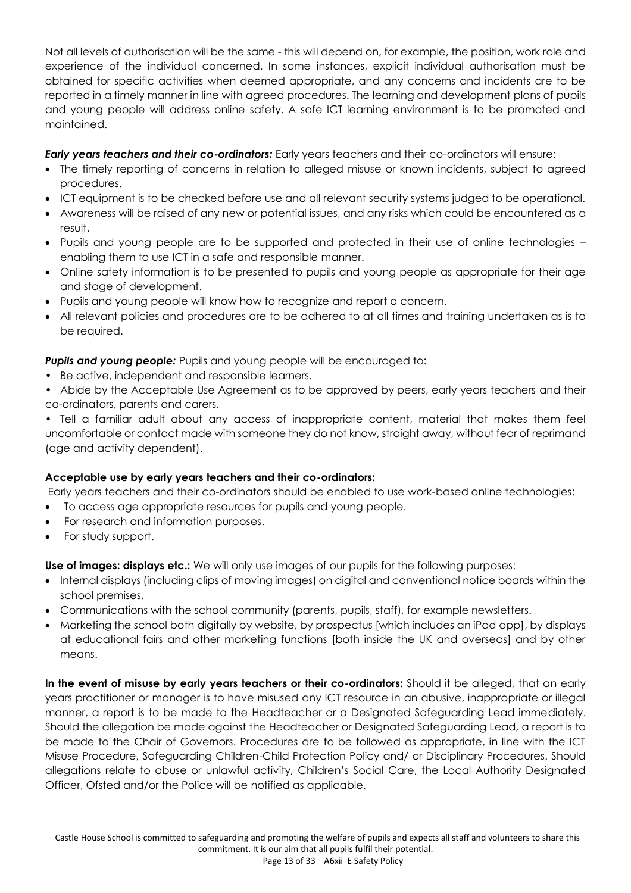Not all levels of authorisation will be the same - this will depend on, for example, the position, work role and experience of the individual concerned. In some instances, explicit individual authorisation must be obtained for specific activities when deemed appropriate, and any concerns and incidents are to be reported in a timely manner in line with agreed procedures. The learning and development plans of pupils and young people will address online safety. A safe ICT learning environment is to be promoted and maintained.

***Early years teachers and their co-ordinators:*** Early years teachers and their co-ordinators will ensure:

- The timely reporting of concerns in relation to alleged misuse or known incidents, subject to agreed procedures.
- ICT equipment is to be checked before use and all relevant security systems judged to be operational.
- Awareness will be raised of any new or potential issues, and any risks which could be encountered as a result.
- Pupils and young people are to be supported and protected in their use of online technologies – enabling them to use ICT in a safe and responsible manner.
- Online safety information is to be presented to pupils and young people as appropriate for their age and stage of development.
- Pupils and young people will know how to recognize and report a concern.
- All relevant policies and procedures are to be adhered to at all times and training undertaken as is to be required.

***Pupils and young people:*** Pupils and young people will be encouraged to:

- Be active, independent and responsible learners.
- Abide by the Acceptable Use Agreement as to be approved by peers, early years teachers and their co-ordinators, parents and carers.
- Tell a familiar adult about any access of inappropriate content, material that makes them feel uncomfortable or contact made with someone they do not know, straight away, without fear of reprimand (age and activity dependent).

**Acceptable use by early years teachers and their co-ordinators:**

Early years teachers and their co-ordinators should be enabled to use work-based online technologies:

- To access age appropriate resources for pupils and young people.
- For research and information purposes.
- For study support.

**Use of images: displays etc.:** We will only use images of our pupils for the following purposes:

- Internal displays (including clips of moving images) on digital and conventional notice boards within the school premises,
- Communications with the school community (parents, pupils, staff), for example newsletters.
- Marketing the school both digitally by website, by prospectus [which includes an iPad app], by displays at educational fairs and other marketing functions [both inside the UK and overseas] and by other means.

**In the event of misuse by early years teachers or their co-ordinators:** Should it be alleged, that an early years practitioner or manager is to have misused any ICT resource in an abusive, inappropriate or illegal manner, a report is to be made to the Headteacher or a Designated Safeguarding Lead immediately. Should the allegation be made against the Headteacher or Designated Safeguarding Lead, a report is to be made to the Chair of Governors. Procedures are to be followed as appropriate, in line with the ICT Misuse Procedure, Safeguarding Children-Child Protection Policy and/ or Disciplinary Procedures. Should allegations relate to abuse or unlawful activity, Children's Social Care, the Local Authority Designated Officer, Ofsted and/or the Police will be notified as applicable.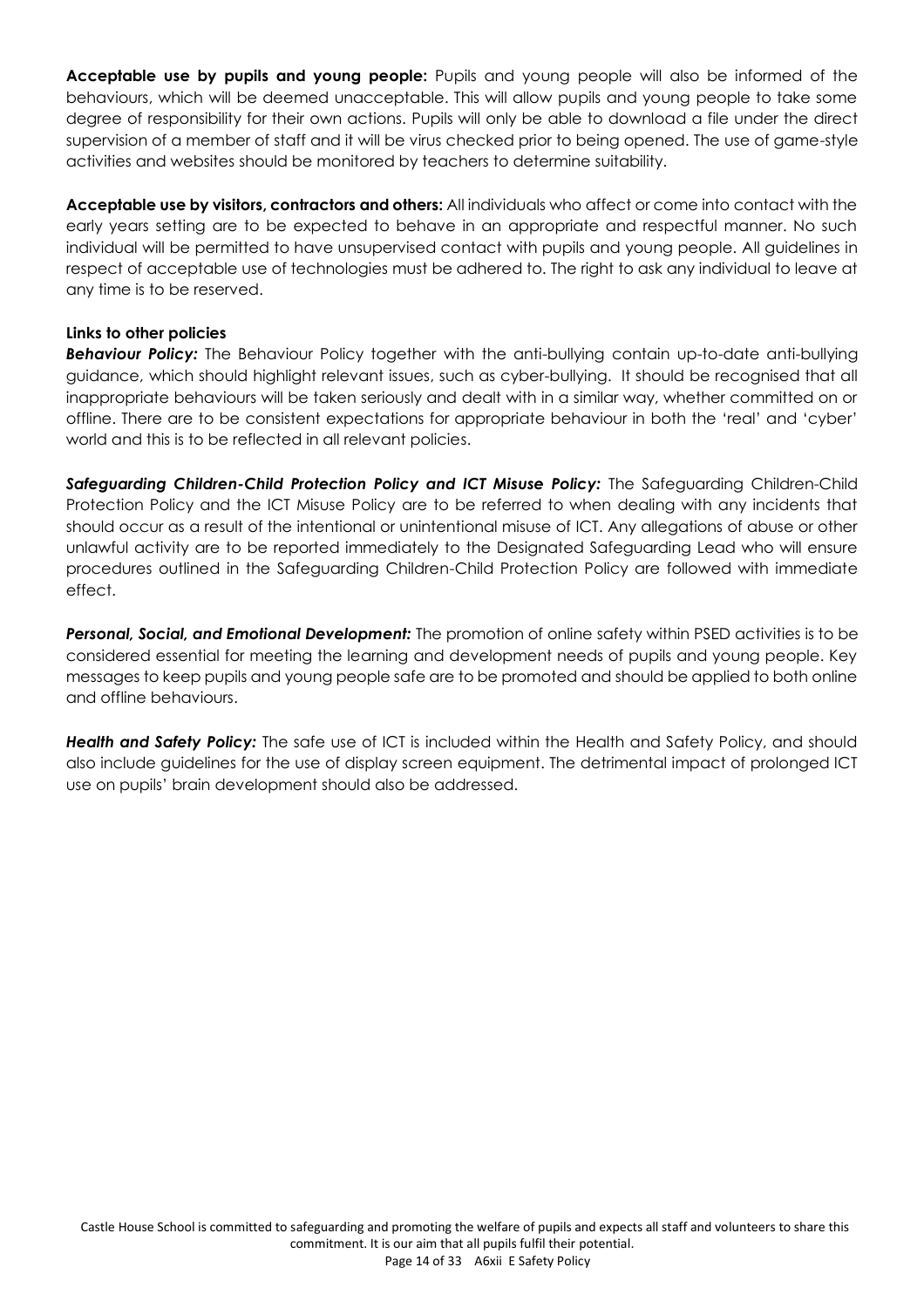**Acceptable use by pupils and young people:** Pupils and young people will also be informed of the behaviours, which will be deemed unacceptable. This will allow pupils and young people to take some degree of responsibility for their own actions. Pupils will only be able to download a file under the direct supervision of a member of staff and it will be virus checked prior to being opened. The use of game-style activities and websites should be monitored by teachers to determine suitability.

**Acceptable use by visitors, contractors and others:** All individuals who affect or come into contact with the early years setting are to be expected to behave in an appropriate and respectful manner. No such individual will be permitted to have unsupervised contact with pupils and young people. All guidelines in respect of acceptable use of technologies must be adhered to. The right to ask any individual to leave at any time is to be reserved.

**Links to other policies**

***Behaviour Policy:*** The Behaviour Policy together with the anti-bullying contain up-to-date anti-bullying guidance, which should highlight relevant issues, such as cyber-bullying. It should be recognised that all inappropriate behaviours will be taken seriously and dealt with in a similar way, whether committed on or offline. There are to be consistent expectations for appropriate behaviour in both the 'real' and 'cyber' world and this is to be reflected in all relevant policies.

***Safeguarding Children-Child Protection Policy and ICT Misuse Policy:*** The Safeguarding Children-Child Protection Policy and the ICT Misuse Policy are to be referred to when dealing with any incidents that should occur as a result of the intentional or unintentional misuse of ICT. Any allegations of abuse or other unlawful activity are to be reported immediately to the Designated Safeguarding Lead who will ensure procedures outlined in the Safeguarding Children-Child Protection Policy are followed with immediate effect.

***Personal, Social, and Emotional Development:*** The promotion of online safety within PSED activities is to be considered essential for meeting the learning and development needs of pupils and young people. Key messages to keep pupils and young people safe are to be promoted and should be applied to both online and offline behaviours.

***Health and Safety Policy:*** The safe use of ICT is included within the Health and Safety Policy, and should also include guidelines for the use of display screen equipment. The detrimental impact of prolonged ICT use on pupils' brain development should also be addressed.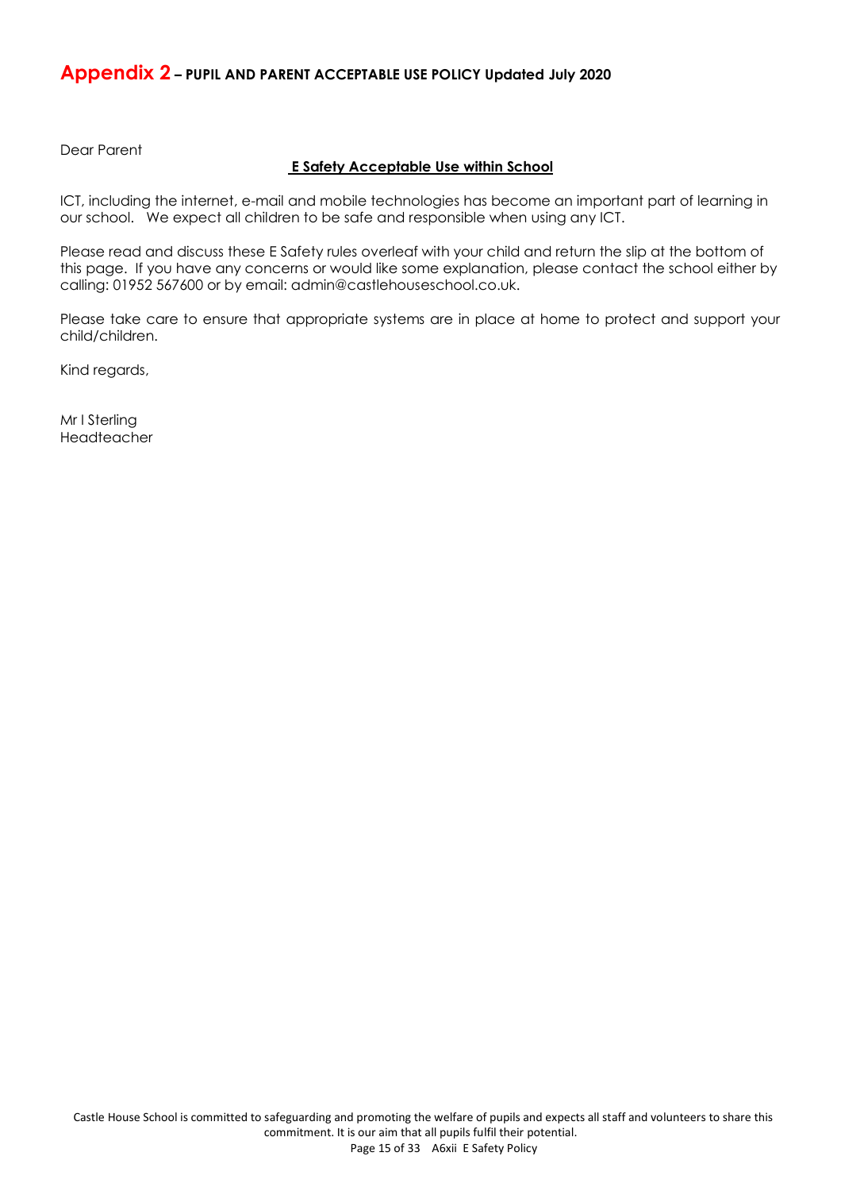## Appendix 2 – PUPIL AND PARENT ACCEPTABLE USE POLICY Updated July 2020

Dear Parent

**E Safety Acceptable Use within School**

ICT, including the internet, e-mail and mobile technologies has become an important part of learning in our school. We expect all children to be safe and responsible when using any ICT.

Please read and discuss these E Safety rules overleaf with your child and return the slip at the bottom of this page. If you have any concerns or would like some explanation, please contact the school either by calling: 01952 567600 or by email: admin@castlehouseschool.co.uk.

Please take care to ensure that appropriate systems are in place at home to protect and support your child/children.

Kind regards,

Mr I Sterling
Headteacher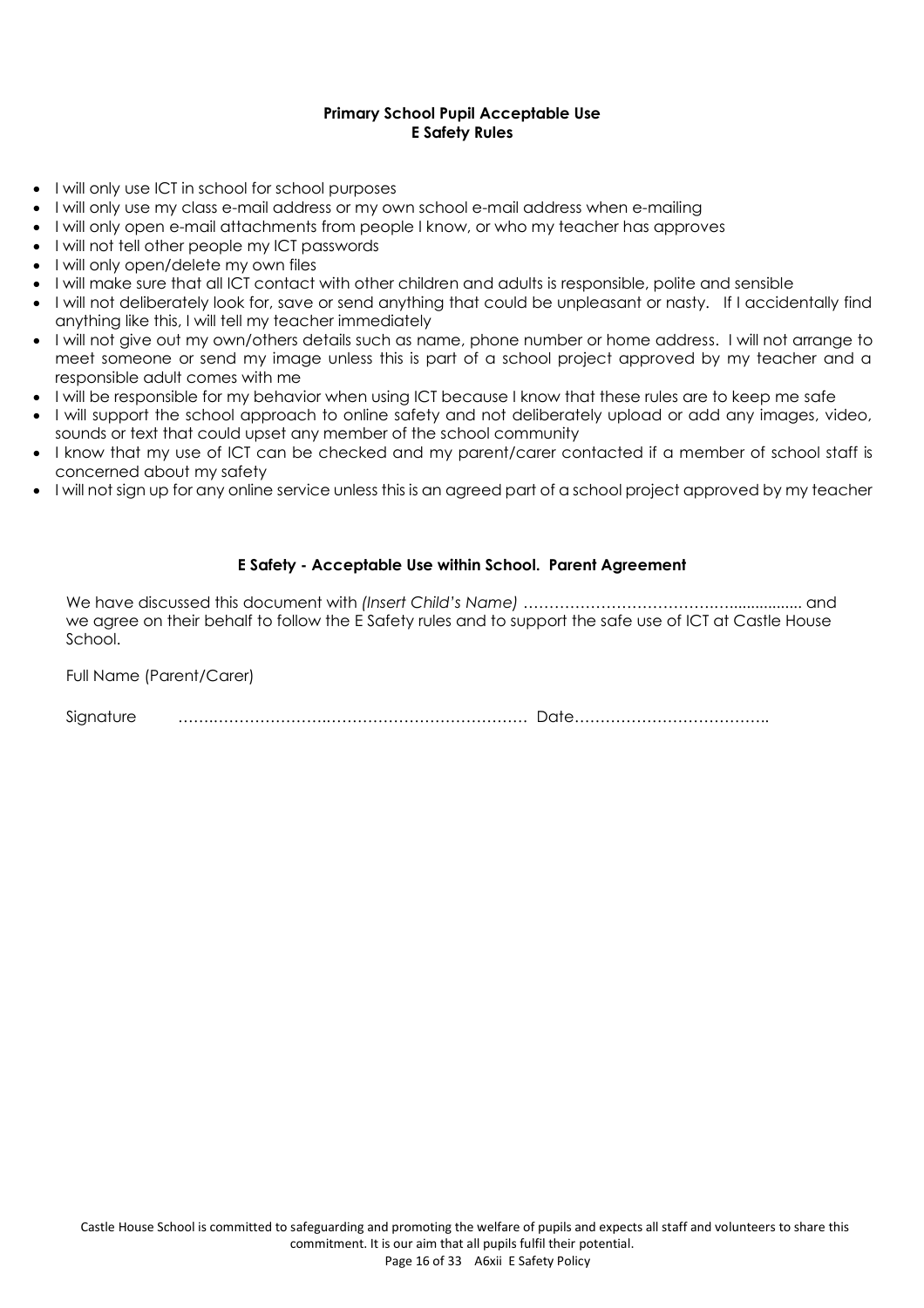**Primary School Pupil Acceptable Use**
**E Safety Rules**

- I will only use ICT in school for school purposes
- I will only use my class e-mail address or my own school e-mail address when e-mailing
- I will only open e-mail attachments from people I know, or who my teacher has approves
- I will not tell other people my ICT passwords
- I will only open/delete my own files
- I will make sure that all ICT contact with other children and adults is responsible, polite and sensible
- I will not deliberately look for, save or send anything that could be unpleasant or nasty. If I accidentally find anything like this, I will tell my teacher immediately
- I will not give out my own/others details such as name, phone number or home address. I will not arrange to meet someone or send my image unless this is part of a school project approved by my teacher and a responsible adult comes with me
- I will be responsible for my behavior when using ICT because I know that these rules are to keep me safe
- I will support the school approach to online safety and not deliberately upload or add any images, video, sounds or text that could upset any member of the school community
- I know that my use of ICT can be checked and my parent/carer contacted if a member of school staff is concerned about my safety
- I will not sign up for any online service unless this is an agreed part of a school project approved by my teacher

**E Safety - Acceptable Use within School. Parent Agreement**

We have discussed this document with *(Insert Child's Name)* ………………………………….................. and we agree on their behalf to follow the E Safety rules and to support the safe use of ICT at Castle House School.

Full Name (Parent/Carer)

Signature ……………………………………………………………… Date………………………………..

Castle House School is committed to safeguarding and promoting the welfare of pupils and expects all staff and volunteers to share this commitment. It is our aim that all pupils fulfil their potential.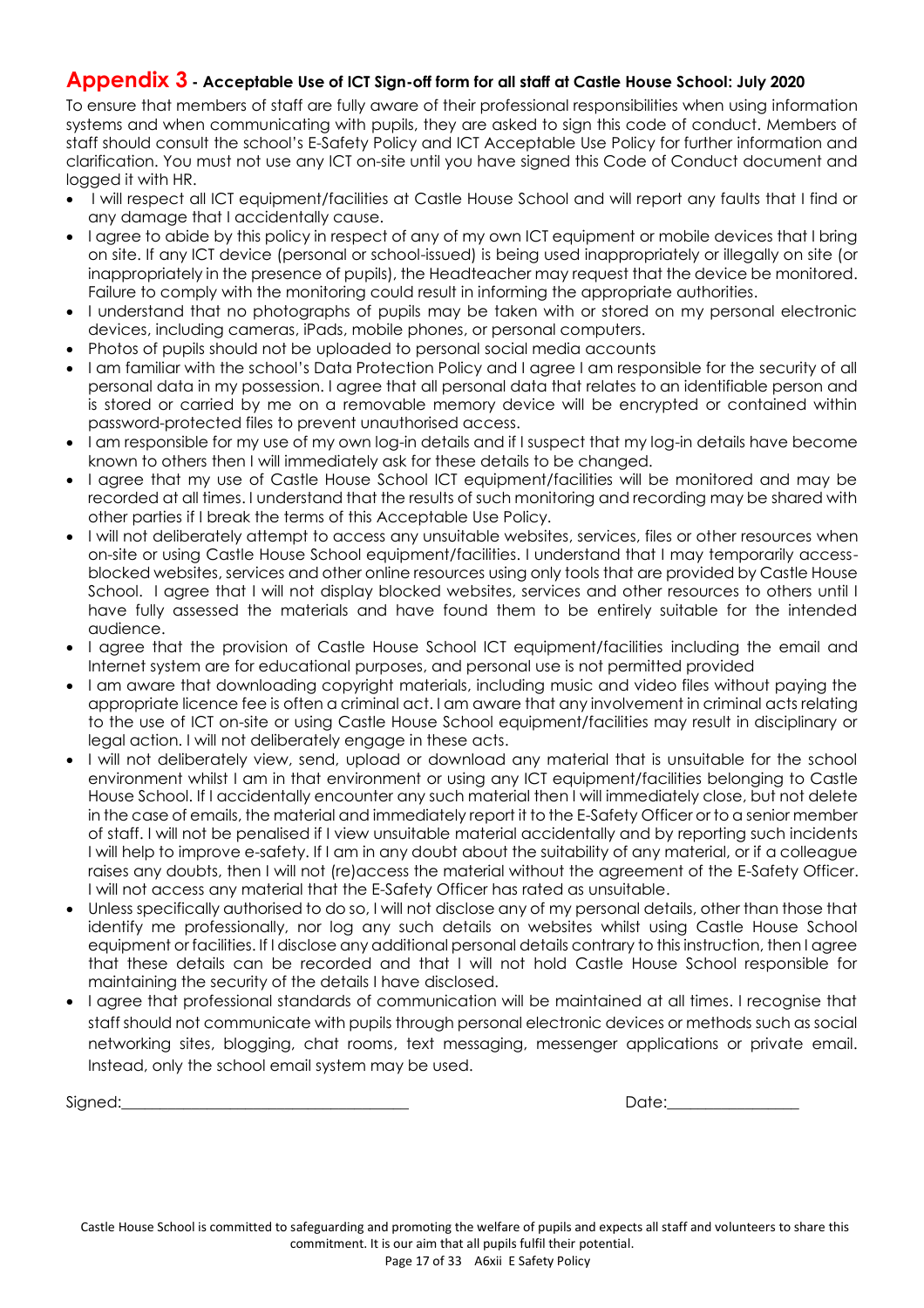## Appendix 3 - Acceptable Use of ICT Sign-off form for all staff at Castle House School: July 2020

To ensure that members of staff are fully aware of their professional responsibilities when using information systems and when communicating with pupils, they are asked to sign this code of conduct. Members of staff should consult the school's E-Safety Policy and ICT Acceptable Use Policy for further information and clarification. You must not use any ICT on-site until you have signed this Code of Conduct document and logged it with HR.

- I will respect all ICT equipment/facilities at Castle House School and will report any faults that I find or any damage that I accidentally cause.
- I agree to abide by this policy in respect of any of my own ICT equipment or mobile devices that I bring on site. If any ICT device (personal or school-issued) is being used inappropriately or illegally on site (or inappropriately in the presence of pupils), the Headteacher may request that the device be monitored. Failure to comply with the monitoring could result in informing the appropriate authorities.
- I understand that no photographs of pupils may be taken with or stored on my personal electronic devices, including cameras, iPads, mobile phones, or personal computers.
- Photos of pupils should not be uploaded to personal social media accounts
- I am familiar with the school's Data Protection Policy and I agree I am responsible for the security of all personal data in my possession. I agree that all personal data that relates to an identifiable person and is stored or carried by me on a removable memory device will be encrypted or contained within password-protected files to prevent unauthorised access.
- I am responsible for my use of my own log-in details and if I suspect that my log-in details have become known to others then I will immediately ask for these details to be changed.
- I agree that my use of Castle House School ICT equipment/facilities will be monitored and may be recorded at all times. I understand that the results of such monitoring and recording may be shared with other parties if I break the terms of this Acceptable Use Policy.
- I will not deliberately attempt to access any unsuitable websites, services, files or other resources when on-site or using Castle House School equipment/facilities. I understand that I may temporarily access-blocked websites, services and other online resources using only tools that are provided by Castle House School. I agree that I will not display blocked websites, services and other resources to others until I have fully assessed the materials and have found them to be entirely suitable for the intended audience.
- I agree that the provision of Castle House School ICT equipment/facilities including the email and Internet system are for educational purposes, and personal use is not permitted provided
- I am aware that downloading copyright materials, including music and video files without paying the appropriate licence fee is often a criminal act. I am aware that any involvement in criminal acts relating to the use of ICT on-site or using Castle House School equipment/facilities may result in disciplinary or legal action. I will not deliberately engage in these acts.
- I will not deliberately view, send, upload or download any material that is unsuitable for the school environment whilst I am in that environment or using any ICT equipment/facilities belonging to Castle House School. If I accidentally encounter any such material then I will immediately close, but not delete in the case of emails, the material and immediately report it to the E-Safety Officer or to a senior member of staff. I will not be penalised if I view unsuitable material accidentally and by reporting such incidents I will help to improve e-safety. If I am in any doubt about the suitability of any material, or if a colleague raises any doubts, then I will not (re)access the material without the agreement of the E-Safety Officer. I will not access any material that the E-Safety Officer has rated as unsuitable.
- Unless specifically authorised to do so, I will not disclose any of my personal details, other than those that identify me professionally, nor log any such details on websites whilst using Castle House School equipment or facilities. If I disclose any additional personal details contrary to this instruction, then I agree that these details can be recorded and that I will not hold Castle House School responsible for maintaining the security of the details I have disclosed.
- I agree that professional standards of communication will be maintained at all times. I recognise that staff should not communicate with pupils through personal electronic devices or methods such as social networking sites, blogging, chat rooms, text messaging, messenger applications or private email. Instead, only the school email system may be used.

Signed:\_\_\_\_\_\_\_\_\_\_\_\_\_\_\_\_\_\_\_\_\_\_\_\_\_\_\_\_\_\_\_\_\_\_ Date:\_\_\_\_\_\_\_\_\_\_\_\_\_\_\_\_

Castle House School is committed to safeguarding and promoting the welfare of pupils and expects all staff and volunteers to share this commitment. It is our aim that all pupils fulfil their potential.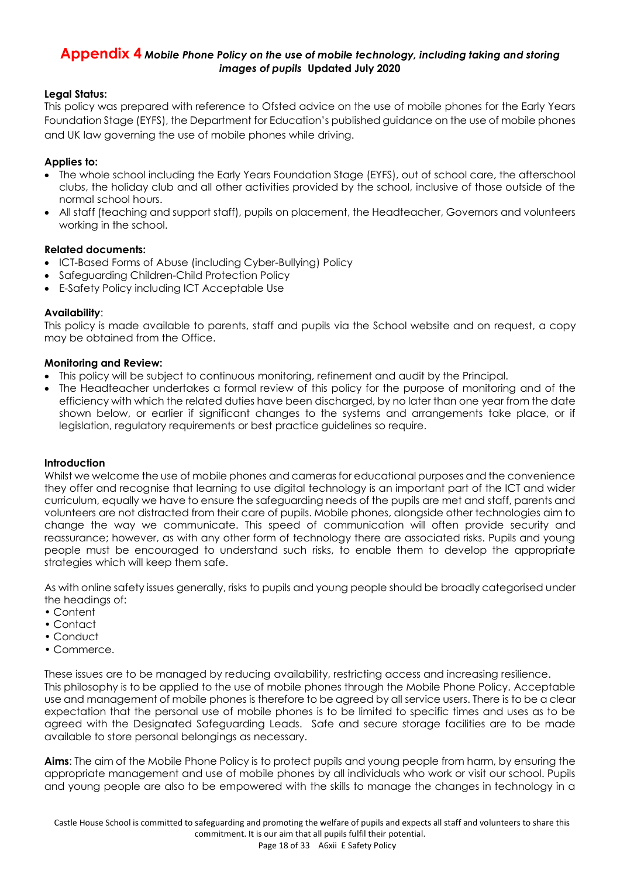## Appendix 4 *Mobile Phone Policy on the use of mobile technology, including taking and storing images of pupils* **Updated July 2020**

**Legal Status:**
This policy was prepared with reference to Ofsted advice on the use of mobile phones for the Early Years Foundation Stage (EYFS), the Department for Education's published guidance on the use of mobile phones and UK law governing the use of mobile phones while driving.

**Applies to:**

- The whole school including the Early Years Foundation Stage (EYFS), out of school care, the afterschool clubs, the holiday club and all other activities provided by the school, inclusive of those outside of the normal school hours.
- All staff (teaching and support staff), pupils on placement, the Headteacher, Governors and volunteers working in the school.

**Related documents:**

- ICT-Based Forms of Abuse (including Cyber-Bullying) Policy
- Safeguarding Children-Child Protection Policy
- E-Safety Policy including ICT Acceptable Use

**Availability**:
This policy is made available to parents, staff and pupils via the School website and on request, a copy may be obtained from the Office.

**Monitoring and Review:**

- This policy will be subject to continuous monitoring, refinement and audit by the Principal.
- The Headteacher undertakes a formal review of this policy for the purpose of monitoring and of the efficiency with which the related duties have been discharged, by no later than one year from the date shown below, or earlier if significant changes to the systems and arrangements take place, or if legislation, regulatory requirements or best practice guidelines so require.

**Introduction**
Whilst we welcome the use of mobile phones and cameras for educational purposes and the convenience they offer and recognise that learning to use digital technology is an important part of the ICT and wider curriculum, equally we have to ensure the safeguarding needs of the pupils are met and staff, parents and volunteers are not distracted from their care of pupils. Mobile phones, alongside other technologies aim to change the way we communicate. This speed of communication will often provide security and reassurance; however, as with any other form of technology there are associated risks. Pupils and young people must be encouraged to understand such risks, to enable them to develop the appropriate strategies which will keep them safe.

As with online safety issues generally, risks to pupils and young people should be broadly categorised under the headings of:

- Content
- Contact
- Conduct
- Commerce.

These issues are to be managed by reducing availability, restricting access and increasing resilience.
This philosophy is to be applied to the use of mobile phones through the Mobile Phone Policy. Acceptable use and management of mobile phones is therefore to be agreed by all service users. There is to be a clear expectation that the personal use of mobile phones is to be limited to specific times and uses as to be agreed with the Designated Safeguarding Leads. Safe and secure storage facilities are to be made available to store personal belongings as necessary.

**Aims**: The aim of the Mobile Phone Policy is to protect pupils and young people from harm, by ensuring the appropriate management and use of mobile phones by all individuals who work or visit our school. Pupils and young people are also to be empowered with the skills to manage the changes in technology in a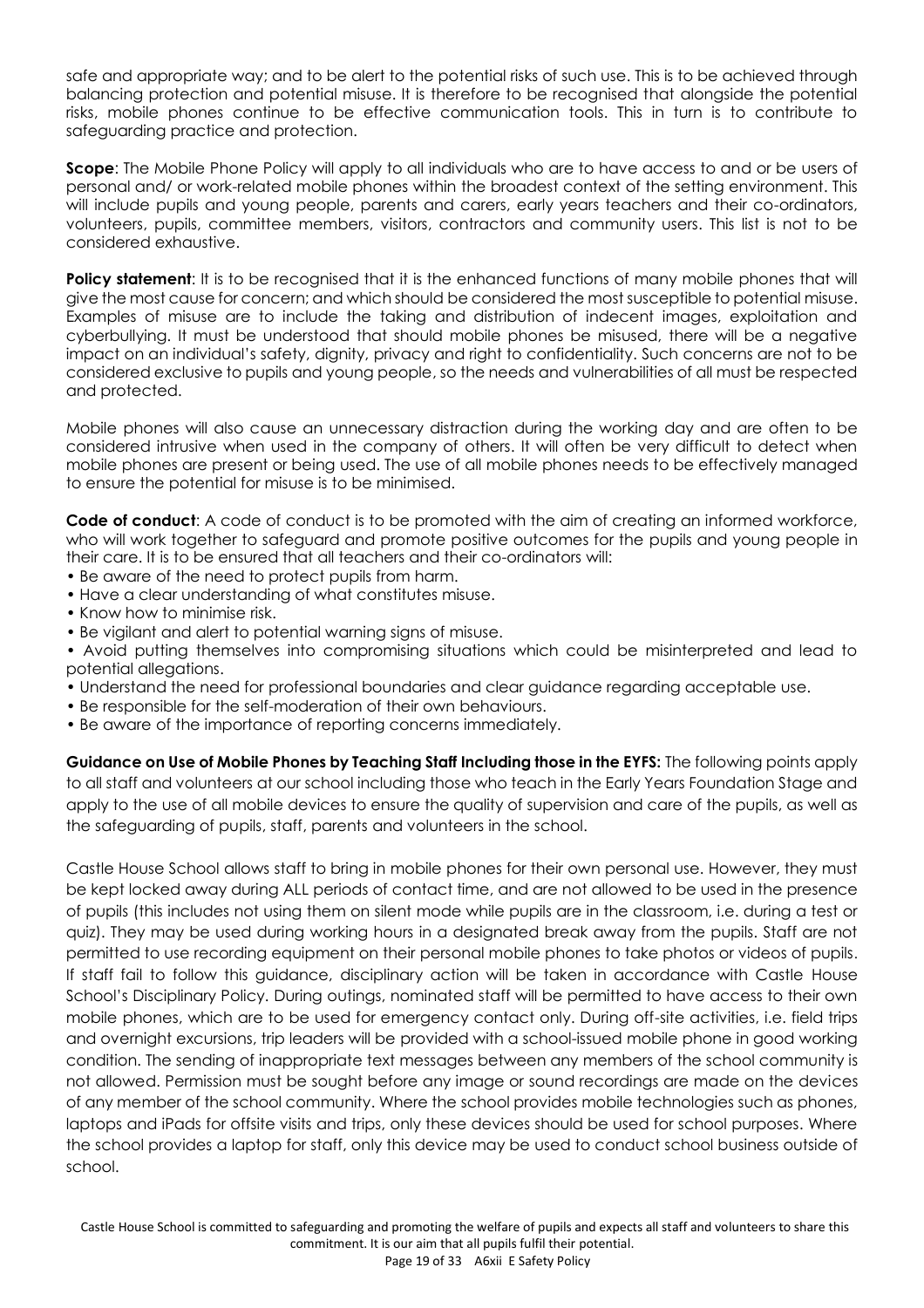safe and appropriate way; and to be alert to the potential risks of such use. This is to be achieved through balancing protection and potential misuse. It is therefore to be recognised that alongside the potential risks, mobile phones continue to be effective communication tools. This in turn is to contribute to safeguarding practice and protection.

**Scope**: The Mobile Phone Policy will apply to all individuals who are to have access to and or be users of personal and/ or work-related mobile phones within the broadest context of the setting environment. This will include pupils and young people, parents and carers, early years teachers and their co-ordinators, volunteers, pupils, committee members, visitors, contractors and community users. This list is not to be considered exhaustive.

**Policy statement**: It is to be recognised that it is the enhanced functions of many mobile phones that will give the most cause for concern; and which should be considered the most susceptible to potential misuse. Examples of misuse are to include the taking and distribution of indecent images, exploitation and cyberbullying. It must be understood that should mobile phones be misused, there will be a negative impact on an individual's safety, dignity, privacy and right to confidentiality. Such concerns are not to be considered exclusive to pupils and young people, so the needs and vulnerabilities of all must be respected and protected.

Mobile phones will also cause an unnecessary distraction during the working day and are often to be considered intrusive when used in the company of others. It will often be very difficult to detect when mobile phones are present or being used. The use of all mobile phones needs to be effectively managed to ensure the potential for misuse is to be minimised.

**Code of conduct**: A code of conduct is to be promoted with the aim of creating an informed workforce, who will work together to safeguard and promote positive outcomes for the pupils and young people in their care. It is to be ensured that all teachers and their co-ordinators will:

- Be aware of the need to protect pupils from harm.
- Have a clear understanding of what constitutes misuse.
- Know how to minimise risk.
- Be vigilant and alert to potential warning signs of misuse.
- Avoid putting themselves into compromising situations which could be misinterpreted and lead to potential allegations.
- Understand the need for professional boundaries and clear guidance regarding acceptable use.
- Be responsible for the self-moderation of their own behaviours.
- Be aware of the importance of reporting concerns immediately.

**Guidance on Use of Mobile Phones by Teaching Staff Including those in the EYFS:** The following points apply to all staff and volunteers at our school including those who teach in the Early Years Foundation Stage and apply to the use of all mobile devices to ensure the quality of supervision and care of the pupils, as well as the safeguarding of pupils, staff, parents and volunteers in the school.

Castle House School allows staff to bring in mobile phones for their own personal use. However, they must be kept locked away during ALL periods of contact time, and are not allowed to be used in the presence of pupils (this includes not using them on silent mode while pupils are in the classroom, i.e. during a test or quiz). They may be used during working hours in a designated break away from the pupils. Staff are not permitted to use recording equipment on their personal mobile phones to take photos or videos of pupils. If staff fail to follow this guidance, disciplinary action will be taken in accordance with Castle House School's Disciplinary Policy. During outings, nominated staff will be permitted to have access to their own mobile phones, which are to be used for emergency contact only. During off-site activities, i.e. field trips and overnight excursions, trip leaders will be provided with a school-issued mobile phone in good working condition. The sending of inappropriate text messages between any members of the school community is not allowed. Permission must be sought before any image or sound recordings are made on the devices of any member of the school community. Where the school provides mobile technologies such as phones, laptops and iPads for offsite visits and trips, only these devices should be used for school purposes. Where the school provides a laptop for staff, only this device may be used to conduct school business outside of school.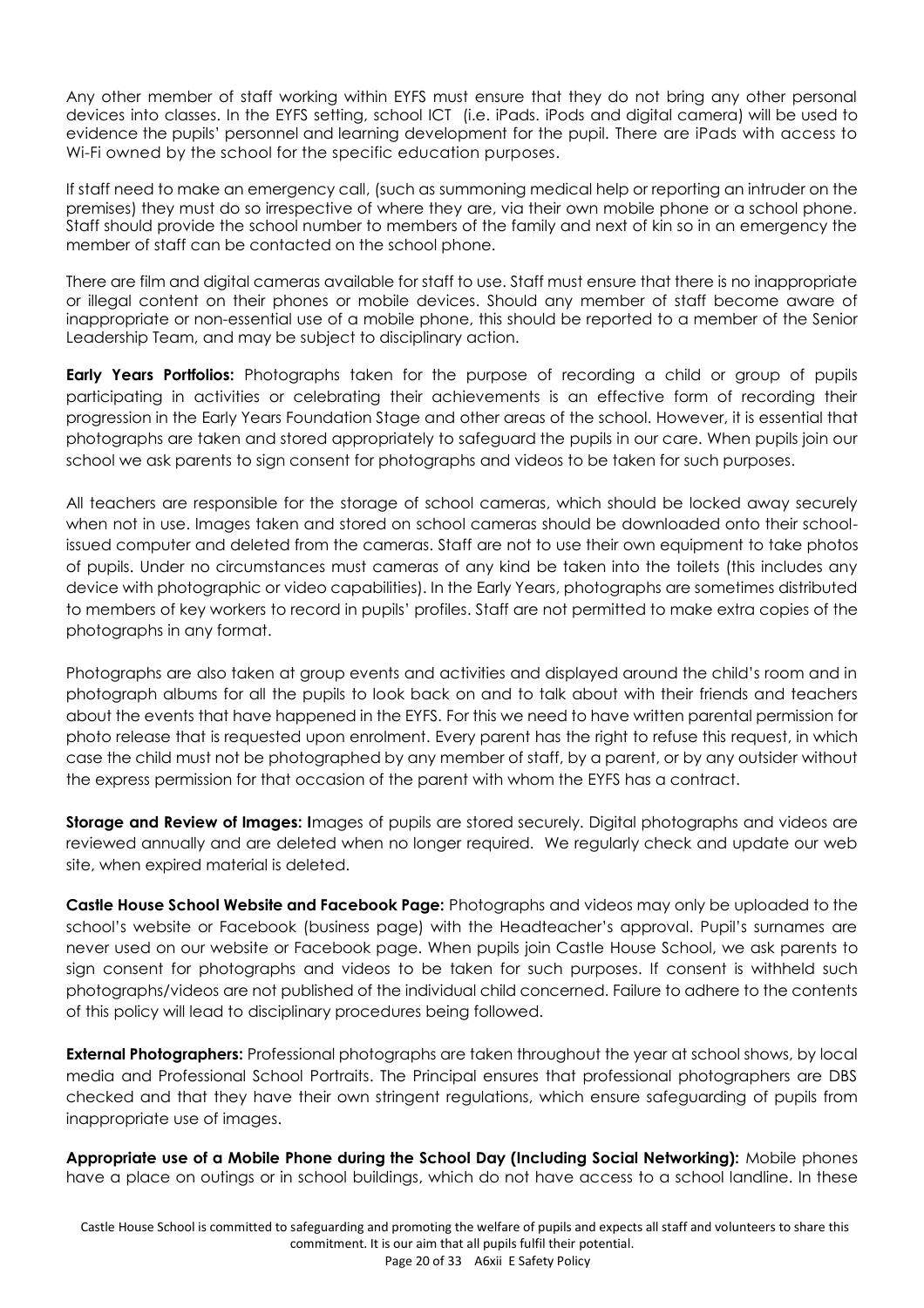Any other member of staff working within EYFS must ensure that they do not bring any other personal devices into classes. In the EYFS setting, school ICT (i.e. iPads. iPods and digital camera) will be used to evidence the pupils' personnel and learning development for the pupil. There are iPads with access to Wi-Fi owned by the school for the specific education purposes.

If staff need to make an emergency call, (such as summoning medical help or reporting an intruder on the premises) they must do so irrespective of where they are, via their own mobile phone or a school phone. Staff should provide the school number to members of the family and next of kin so in an emergency the member of staff can be contacted on the school phone.

There are film and digital cameras available for staff to use. Staff must ensure that there is no inappropriate or illegal content on their phones or mobile devices. Should any member of staff become aware of inappropriate or non-essential use of a mobile phone, this should be reported to a member of the Senior Leadership Team, and may be subject to disciplinary action.

**Early Years Portfolios:** Photographs taken for the purpose of recording a child or group of pupils participating in activities or celebrating their achievements is an effective form of recording their progression in the Early Years Foundation Stage and other areas of the school. However, it is essential that photographs are taken and stored appropriately to safeguard the pupils in our care. When pupils join our school we ask parents to sign consent for photographs and videos to be taken for such purposes.

All teachers are responsible for the storage of school cameras, which should be locked away securely when not in use. Images taken and stored on school cameras should be downloaded onto their school-issued computer and deleted from the cameras. Staff are not to use their own equipment to take photos of pupils. Under no circumstances must cameras of any kind be taken into the toilets (this includes any device with photographic or video capabilities). In the Early Years, photographs are sometimes distributed to members of key workers to record in pupils' profiles. Staff are not permitted to make extra copies of the photographs in any format.

Photographs are also taken at group events and activities and displayed around the child's room and in photograph albums for all the pupils to look back on and to talk about with their friends and teachers about the events that have happened in the EYFS. For this we need to have written parental permission for photo release that is requested upon enrolment. Every parent has the right to refuse this request, in which case the child must not be photographed by any member of staff, by a parent, or by any outsider without the express permission for that occasion of the parent with whom the EYFS has a contract.

**Storage and Review of Images: I**mages of pupils are stored securely. Digital photographs and videos are reviewed annually and are deleted when no longer required. We regularly check and update our web site, when expired material is deleted.

**Castle House School Website and Facebook Page:** Photographs and videos may only be uploaded to the school's website or Facebook (business page) with the Headteacher's approval. Pupil's surnames are never used on our website or Facebook page. When pupils join Castle House School, we ask parents to sign consent for photographs and videos to be taken for such purposes. If consent is withheld such photographs/videos are not published of the individual child concerned. Failure to adhere to the contents of this policy will lead to disciplinary procedures being followed.

**External Photographers:** Professional photographs are taken throughout the year at school shows, by local media and Professional School Portraits. The Principal ensures that professional photographers are DBS checked and that they have their own stringent regulations, which ensure safeguarding of pupils from inappropriate use of images.

**Appropriate use of a Mobile Phone during the School Day (Including Social Networking):** Mobile phones have a place on outings or in school buildings, which do not have access to a school landline. In these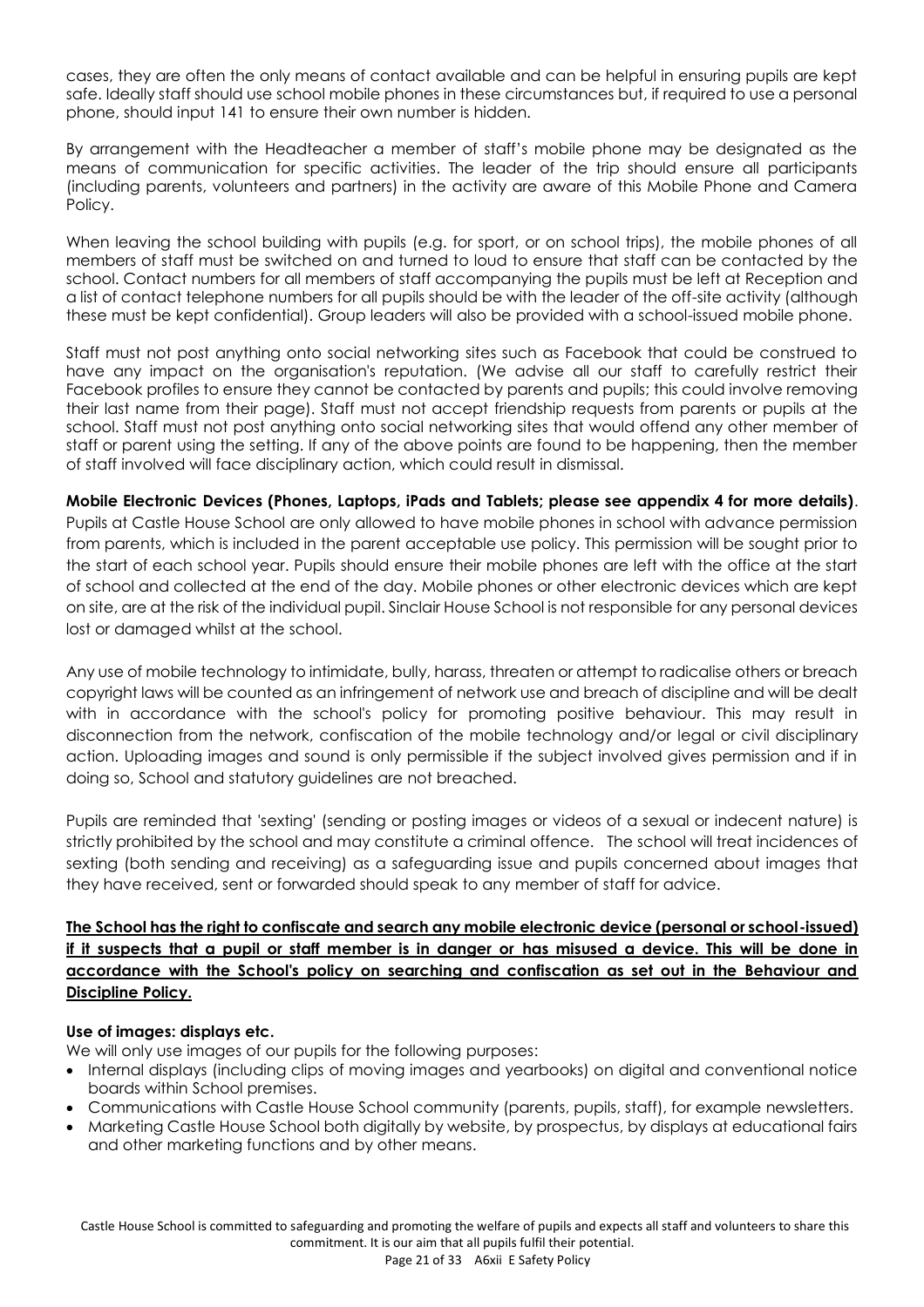cases, they are often the only means of contact available and can be helpful in ensuring pupils are kept safe. Ideally staff should use school mobile phones in these circumstances but, if required to use a personal phone, should input 141 to ensure their own number is hidden.

By arrangement with the Headteacher a member of staff's mobile phone may be designated as the means of communication for specific activities. The leader of the trip should ensure all participants (including parents, volunteers and partners) in the activity are aware of this Mobile Phone and Camera Policy.

When leaving the school building with pupils (e.g. for sport, or on school trips), the mobile phones of all members of staff must be switched on and turned to loud to ensure that staff can be contacted by the school. Contact numbers for all members of staff accompanying the pupils must be left at Reception and a list of contact telephone numbers for all pupils should be with the leader of the off-site activity (although these must be kept confidential). Group leaders will also be provided with a school-issued mobile phone.

Staff must not post anything onto social networking sites such as Facebook that could be construed to have any impact on the organisation's reputation. (We advise all our staff to carefully restrict their Facebook profiles to ensure they cannot be contacted by parents and pupils; this could involve removing their last name from their page). Staff must not accept friendship requests from parents or pupils at the school. Staff must not post anything onto social networking sites that would offend any other member of staff or parent using the setting. If any of the above points are found to be happening, then the member of staff involved will face disciplinary action, which could result in dismissal.

**Mobile Electronic Devices (Phones, Laptops, iPads and Tablets; please see appendix 4 for more details)**. Pupils at Castle House School are only allowed to have mobile phones in school with advance permission from parents, which is included in the parent acceptable use policy. This permission will be sought prior to the start of each school year. Pupils should ensure their mobile phones are left with the office at the start of school and collected at the end of the day. Mobile phones or other electronic devices which are kept on site, are at the risk of the individual pupil. Sinclair House School is not responsible for any personal devices lost or damaged whilst at the school.

Any use of mobile technology to intimidate, bully, harass, threaten or attempt to radicalise others or breach copyright laws will be counted as an infringement of network use and breach of discipline and will be dealt with in accordance with the school's policy for promoting positive behaviour. This may result in disconnection from the network, confiscation of the mobile technology and/or legal or civil disciplinary action. Uploading images and sound is only permissible if the subject involved gives permission and if in doing so, School and statutory guidelines are not breached.

Pupils are reminded that 'sexting' (sending or posting images or videos of a sexual or indecent nature) is strictly prohibited by the school and may constitute a criminal offence. The school will treat incidences of sexting (both sending and receiving) as a safeguarding issue and pupils concerned about images that they have received, sent or forwarded should speak to any member of staff for advice.

**The School has the right to confiscate and search any mobile electronic device (personal or school-issued) if it suspects that a pupil or staff member is in danger or has misused a device. This will be done in accordance with the School's policy on searching and confiscation as set out in the Behaviour and Discipline Policy.**

**Use of images: displays etc.**

We will only use images of our pupils for the following purposes:

- Internal displays (including clips of moving images and yearbooks) on digital and conventional notice boards within School premises.
- Communications with Castle House School community (parents, pupils, staff), for example newsletters.
- Marketing Castle House School both digitally by website, by prospectus, by displays at educational fairs and other marketing functions and by other means.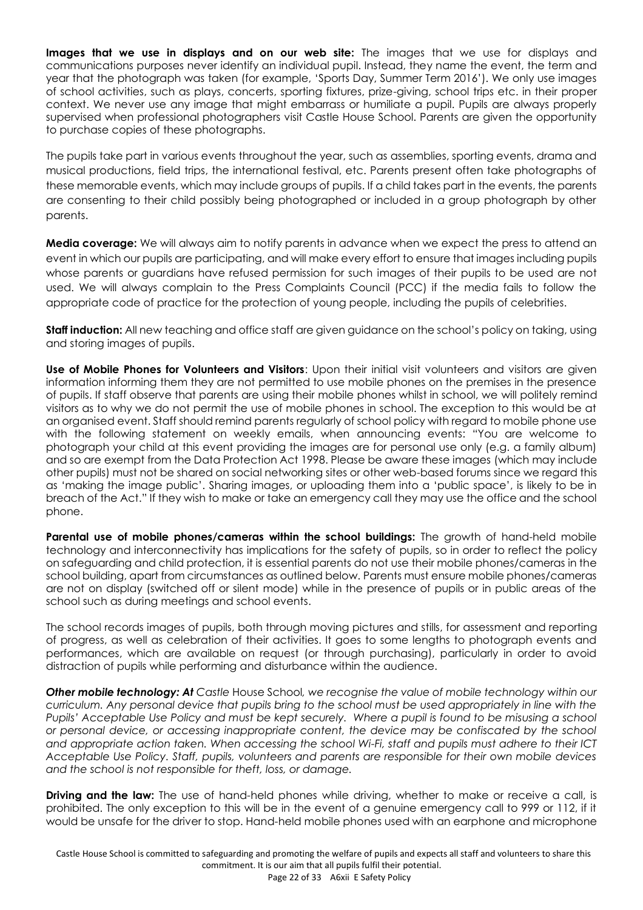**Images that we use in displays and on our web site:** The images that we use for displays and communications purposes never identify an individual pupil. Instead, they name the event, the term and year that the photograph was taken (for example, 'Sports Day, Summer Term 2016'). We only use images of school activities, such as plays, concerts, sporting fixtures, prize-giving, school trips etc. in their proper context. We never use any image that might embarrass or humiliate a pupil. Pupils are always properly supervised when professional photographers visit Castle House School. Parents are given the opportunity to purchase copies of these photographs.

The pupils take part in various events throughout the year, such as assemblies, sporting events, drama and musical productions, field trips, the international festival, etc. Parents present often take photographs of these memorable events, which may include groups of pupils. If a child takes part in the events, the parents are consenting to their child possibly being photographed or included in a group photograph by other parents.

**Media coverage:** We will always aim to notify parents in advance when we expect the press to attend an event in which our pupils are participating, and will make every effort to ensure that images including pupils whose parents or guardians have refused permission for such images of their pupils to be used are not used. We will always complain to the Press Complaints Council (PCC) if the media fails to follow the appropriate code of practice for the protection of young people, including the pupils of celebrities.

**Staff induction:** All new teaching and office staff are given guidance on the school's policy on taking, using and storing images of pupils.

**Use of Mobile Phones for Volunteers and Visitors**: Upon their initial visit volunteers and visitors are given information informing them they are not permitted to use mobile phones on the premises in the presence of pupils. If staff observe that parents are using their mobile phones whilst in school, we will politely remind visitors as to why we do not permit the use of mobile phones in school. The exception to this would be at an organised event. Staff should remind parents regularly of school policy with regard to mobile phone use with the following statement on weekly emails, when announcing events: "You are welcome to photograph your child at this event providing the images are for personal use only (e.g. a family album) and so are exempt from the Data Protection Act 1998. Please be aware these images (which may include other pupils) must not be shared on social networking sites or other web-based forums since we regard this as 'making the image public'. Sharing images, or uploading them into a 'public space', is likely to be in breach of the Act." If they wish to make or take an emergency call they may use the office and the school phone.

**Parental use of mobile phones/cameras within the school buildings:** The growth of hand-held mobile technology and interconnectivity has implications for the safety of pupils, so in order to reflect the policy on safeguarding and child protection, it is essential parents do not use their mobile phones/cameras in the school building, apart from circumstances as outlined below. Parents must ensure mobile phones/cameras are not on display (switched off or silent mode) while in the presence of pupils or in public areas of the school such as during meetings and school events.

The school records images of pupils, both through moving pictures and stills, for assessment and reporting of progress, as well as celebration of their activities. It goes to some lengths to photograph events and performances, which are available on request (or through purchasing), particularly in order to avoid distraction of pupils while performing and disturbance within the audience.

***Other mobile technology:*** *At Castle* House School*, we recognise the value of mobile technology within our curriculum. Any personal device that pupils bring to the school must be used appropriately in line with the Pupils' Acceptable Use Policy and must be kept securely. Where a pupil is found to be misusing a school or personal device, or accessing inappropriate content, the device may be confiscated by the school and appropriate action taken. When accessing the school Wi-Fi, staff and pupils must adhere to their ICT Acceptable Use Policy. Staff, pupils, volunteers and parents are responsible for their own mobile devices and the school is not responsible for theft, loss, or damage.*

**Driving and the law:** The use of hand-held phones while driving, whether to make or receive a call, is prohibited. The only exception to this will be in the event of a genuine emergency call to 999 or 112, if it would be unsafe for the driver to stop. Hand-held mobile phones used with an earphone and microphone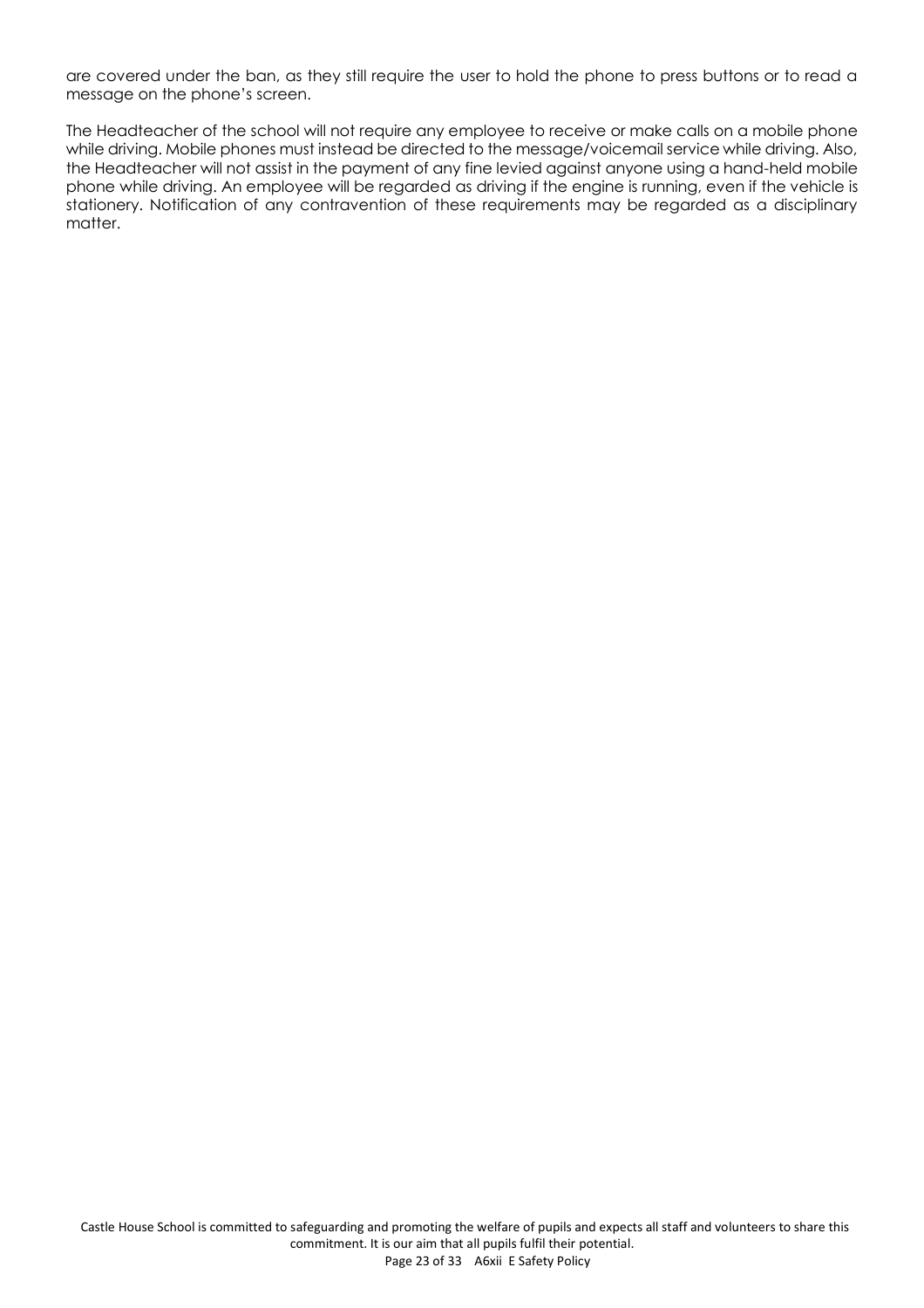are covered under the ban, as they still require the user to hold the phone to press buttons or to read a message on the phone's screen.

The Headteacher of the school will not require any employee to receive or make calls on a mobile phone while driving. Mobile phones must instead be directed to the message/voicemail service while driving. Also, the Headteacher will not assist in the payment of any fine levied against anyone using a hand-held mobile phone while driving. An employee will be regarded as driving if the engine is running, even if the vehicle is stationery. Notification of any contravention of these requirements may be regarded as a disciplinary matter.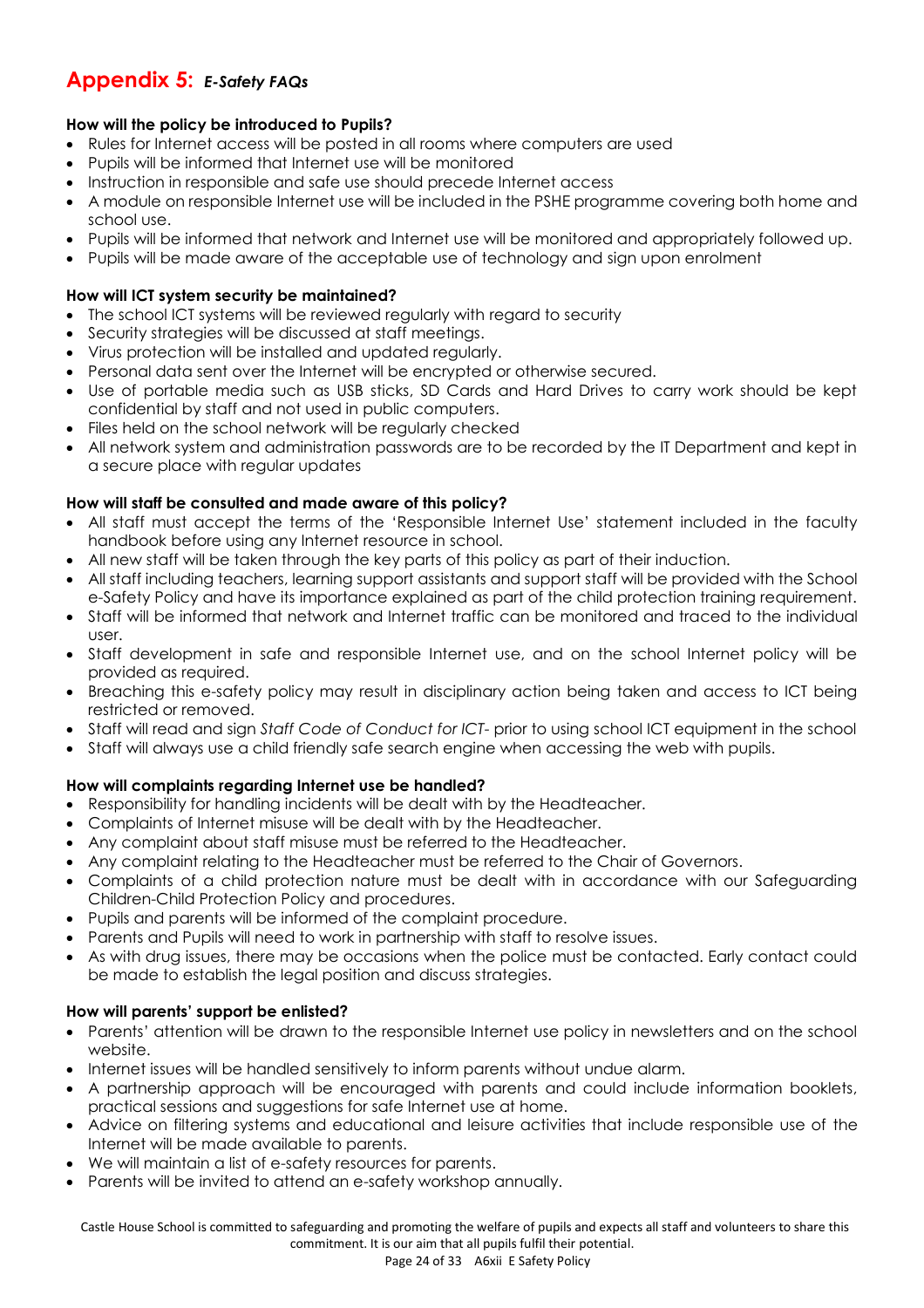# Appendix 5: *E-Safety FAQs*

**How will the policy be introduced to Pupils?**

- Rules for Internet access will be posted in all rooms where computers are used
- Pupils will be informed that Internet use will be monitored
- Instruction in responsible and safe use should precede Internet access
- A module on responsible Internet use will be included in the PSHE programme covering both home and school use.
- Pupils will be informed that network and Internet use will be monitored and appropriately followed up.
- Pupils will be made aware of the acceptable use of technology and sign upon enrolment

**How will ICT system security be maintained?**

- The school ICT systems will be reviewed regularly with regard to security
- Security strategies will be discussed at staff meetings.
- Virus protection will be installed and updated regularly.
- Personal data sent over the Internet will be encrypted or otherwise secured.
- Use of portable media such as USB sticks, SD Cards and Hard Drives to carry work should be kept confidential by staff and not used in public computers.
- Files held on the school network will be regularly checked
- All network system and administration passwords are to be recorded by the IT Department and kept in a secure place with regular updates

**How will staff be consulted and made aware of this policy?**

- All staff must accept the terms of the 'Responsible Internet Use' statement included in the faculty handbook before using any Internet resource in school.
- All new staff will be taken through the key parts of this policy as part of their induction.
- All staff including teachers, learning support assistants and support staff will be provided with the School e-Safety Policy and have its importance explained as part of the child protection training requirement.
- Staff will be informed that network and Internet traffic can be monitored and traced to the individual user.
- Staff development in safe and responsible Internet use, and on the school Internet policy will be provided as required.
- Breaching this e-safety policy may result in disciplinary action being taken and access to ICT being restricted or removed.
- Staff will read and sign *Staff Code of Conduct for ICT*- prior to using school ICT equipment in the school
- Staff will always use a child friendly safe search engine when accessing the web with pupils.

**How will complaints regarding Internet use be handled?**

- Responsibility for handling incidents will be dealt with by the Headteacher.
- Complaints of Internet misuse will be dealt with by the Headteacher.
- Any complaint about staff misuse must be referred to the Headteacher.
- Any complaint relating to the Headteacher must be referred to the Chair of Governors.
- Complaints of a child protection nature must be dealt with in accordance with our Safeguarding Children-Child Protection Policy and procedures.
- Pupils and parents will be informed of the complaint procedure.
- Parents and Pupils will need to work in partnership with staff to resolve issues.
- As with drug issues, there may be occasions when the police must be contacted. Early contact could be made to establish the legal position and discuss strategies.

**How will parents' support be enlisted?**

- Parents' attention will be drawn to the responsible Internet use policy in newsletters and on the school website.
- Internet issues will be handled sensitively to inform parents without undue alarm.
- A partnership approach will be encouraged with parents and could include information booklets, practical sessions and suggestions for safe Internet use at home.
- Advice on filtering systems and educational and leisure activities that include responsible use of the Internet will be made available to parents.
- We will maintain a list of e-safety resources for parents.
- Parents will be invited to attend an e-safety workshop annually.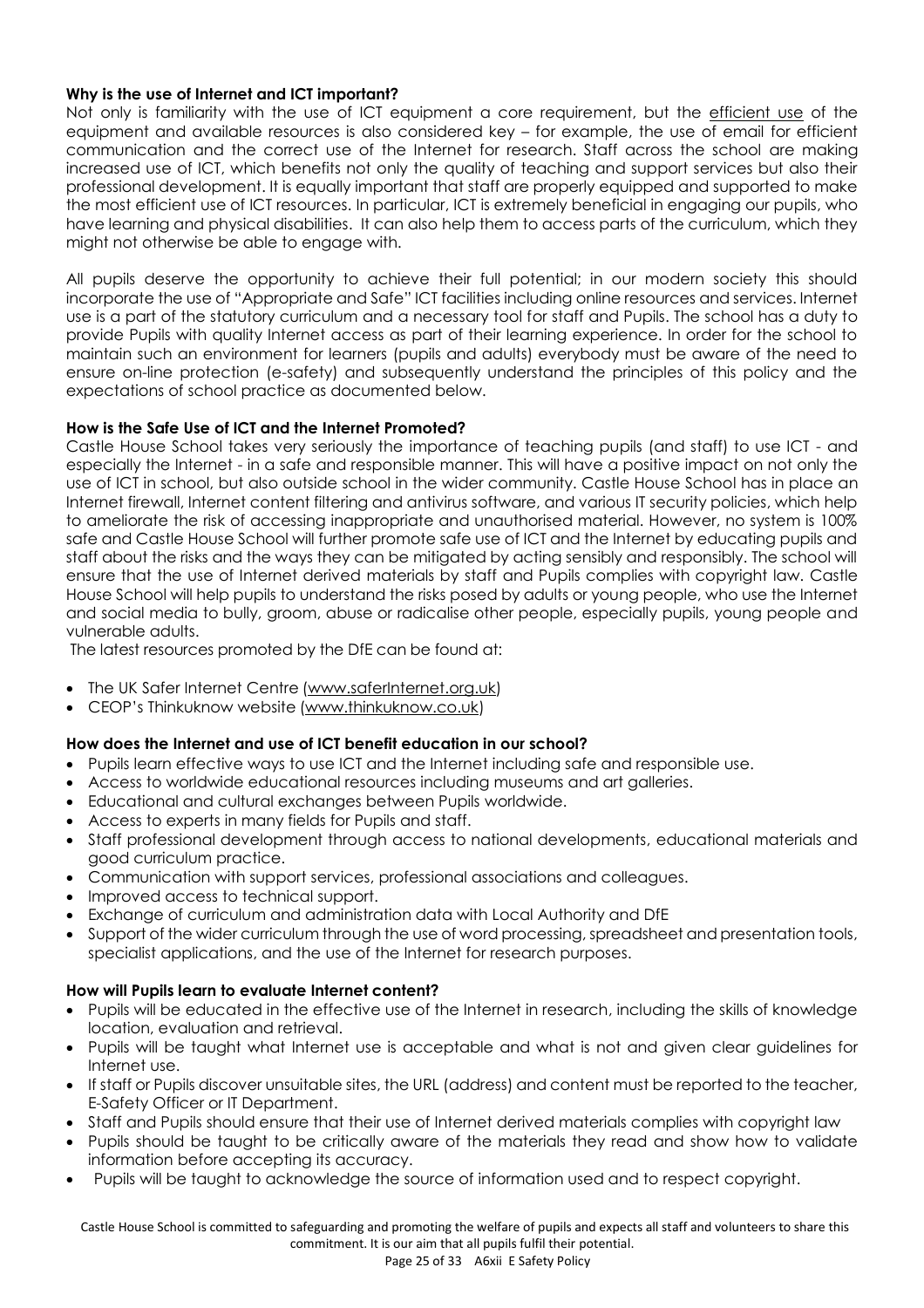**Why is the use of Internet and ICT important?**

Not only is familiarity with the use of ICT equipment a core requirement, but the efficient use of the equipment and available resources is also considered key – for example, the use of email for efficient communication and the correct use of the Internet for research. Staff across the school are making increased use of ICT, which benefits not only the quality of teaching and support services but also their professional development. It is equally important that staff are properly equipped and supported to make the most efficient use of ICT resources. In particular, ICT is extremely beneficial in engaging our pupils, who have learning and physical disabilities. It can also help them to access parts of the curriculum, which they might not otherwise be able to engage with.

All pupils deserve the opportunity to achieve their full potential; in our modern society this should incorporate the use of "Appropriate and Safe" ICT facilities including online resources and services. Internet use is a part of the statutory curriculum and a necessary tool for staff and Pupils. The school has a duty to provide Pupils with quality Internet access as part of their learning experience. In order for the school to maintain such an environment for learners (pupils and adults) everybody must be aware of the need to ensure on-line protection (e-safety) and subsequently understand the principles of this policy and the expectations of school practice as documented below.

**How is the Safe Use of ICT and the Internet Promoted?**

Castle House School takes very seriously the importance of teaching pupils (and staff) to use ICT - and especially the Internet - in a safe and responsible manner. This will have a positive impact on not only the use of ICT in school, but also outside school in the wider community. Castle House School has in place an Internet firewall, Internet content filtering and antivirus software, and various IT security policies, which help to ameliorate the risk of accessing inappropriate and unauthorised material. However, no system is 100% safe and Castle House School will further promote safe use of ICT and the Internet by educating pupils and staff about the risks and the ways they can be mitigated by acting sensibly and responsibly. The school will ensure that the use of Internet derived materials by staff and Pupils complies with copyright law. Castle House School will help pupils to understand the risks posed by adults or young people, who use the Internet and social media to bully, groom, abuse or radicalise other people, especially pupils, young people and vulnerable adults.

The latest resources promoted by the DfE can be found at:

- The UK Safer Internet Centre (www.saferInternet.org.uk)
- CEOP's Thinkuknow website (www.thinkuknow.co.uk)

**How does the Internet and use of ICT benefit education in our school?**

- Pupils learn effective ways to use ICT and the Internet including safe and responsible use.
- Access to worldwide educational resources including museums and art galleries.
- Educational and cultural exchanges between Pupils worldwide.
- Access to experts in many fields for Pupils and staff.
- Staff professional development through access to national developments, educational materials and good curriculum practice.
- Communication with support services, professional associations and colleagues.
- Improved access to technical support.
- Exchange of curriculum and administration data with Local Authority and DfE
- Support of the wider curriculum through the use of word processing, spreadsheet and presentation tools, specialist applications, and the use of the Internet for research purposes.

**How will Pupils learn to evaluate Internet content?**

- Pupils will be educated in the effective use of the Internet in research, including the skills of knowledge location, evaluation and retrieval.
- Pupils will be taught what Internet use is acceptable and what is not and given clear guidelines for Internet use.
- If staff or Pupils discover unsuitable sites, the URL (address) and content must be reported to the teacher, E-Safety Officer or IT Department.
- Staff and Pupils should ensure that their use of Internet derived materials complies with copyright law
- Pupils should be taught to be critically aware of the materials they read and show how to validate information before accepting its accuracy.
- Pupils will be taught to acknowledge the source of information used and to respect copyright.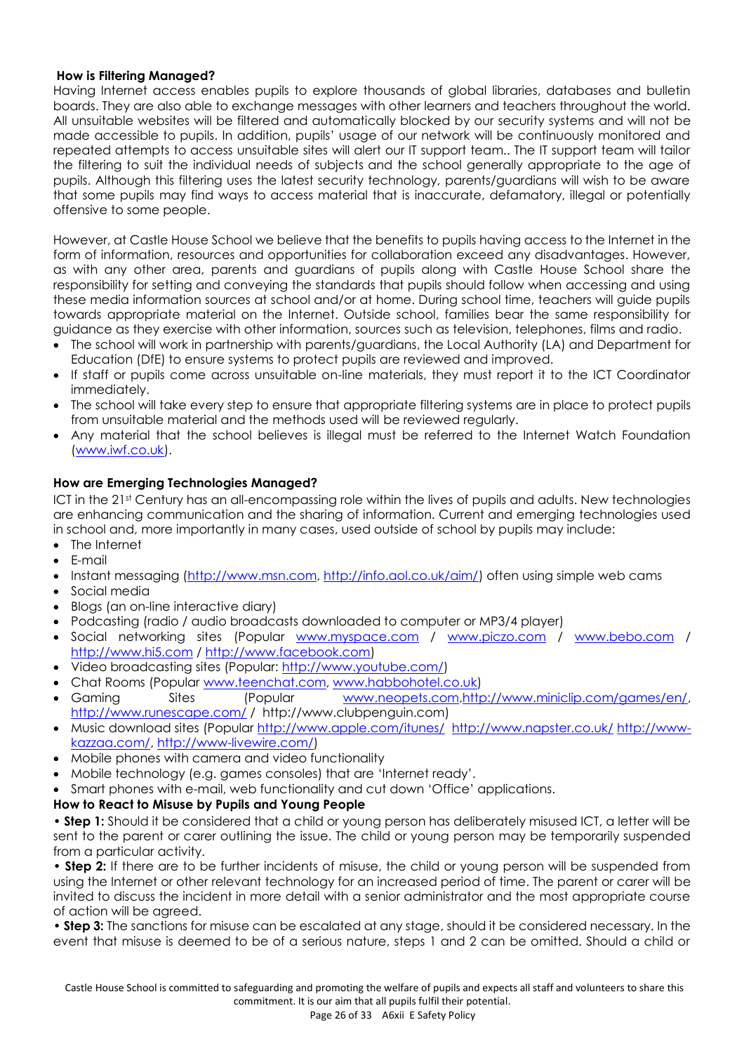### How is Filtering Managed?

Having Internet access enables pupils to explore thousands of global libraries, databases and bulletin boards. They are also able to exchange messages with other learners and teachers throughout the world. All unsuitable websites will be filtered and automatically blocked by our security systems and will not be made accessible to pupils. In addition, pupils' usage of our network will be continuously monitored and repeated attempts to access unsuitable sites will alert our IT support team.. The IT support team will tailor the filtering to suit the individual needs of subjects and the school generally appropriate to the age of pupils. Although this filtering uses the latest security technology, parents/guardians will wish to be aware that some pupils may find ways to access material that is inaccurate, defamatory, illegal or potentially offensive to some people.

However, at Castle House School we believe that the benefits to pupils having access to the Internet in the form of information, resources and opportunities for collaboration exceed any disadvantages. However, as with any other area, parents and guardians of pupils along with Castle House School share the responsibility for setting and conveying the standards that pupils should follow when accessing and using these media information sources at school and/or at home. During school time, teachers will guide pupils towards appropriate material on the Internet. Outside school, families bear the same responsibility for guidance as they exercise with other information, sources such as television, telephones, films and radio.

- The school will work in partnership with parents/guardians, the Local Authority (LA) and Department for Education (DfE) to ensure systems to protect pupils are reviewed and improved.
- If staff or pupils come across unsuitable on-line materials, they must report it to the ICT Coordinator immediately.
- The school will take every step to ensure that appropriate filtering systems are in place to protect pupils from unsuitable material and the methods used will be reviewed regularly.
- Any material that the school believes is illegal must be referred to the Internet Watch Foundation (www.iwf.co.uk).

### How are Emerging Technologies Managed?

ICT in the 21st Century has an all-encompassing role within the lives of pupils and adults. New technologies are enhancing communication and the sharing of information. Current and emerging technologies used in school and, more importantly in many cases, used outside of school by pupils may include:

- The Internet
- E-mail
- Instant messaging (http://www.msn.com, http://info.aol.co.uk/aim/) often using simple web cams
- Social media
- Blogs (an on-line interactive diary)
- Podcasting (radio / audio broadcasts downloaded to computer or MP3/4 player)
- Social networking sites (Popular www.myspace.com / www.piczo.com / www.bebo.com / http://www.hi5.com / http://www.facebook.com)
- Video broadcasting sites (Popular: http://www.youtube.com/)
- Chat Rooms (Popular www.teenchat.com, www.habbohotel.co.uk)
- Gaming Sites (Popular www.neopets.com,http://www.miniclip.com/games/en/, http://www.runescape.com/ / http://www.clubpenguin.com)
- Music download sites (Popular http://www.apple.com/itunes/ http://www.napster.co.uk/ http://www-kazzaa.com/, http://www-livewire.com/)
- Mobile phones with camera and video functionality
- Mobile technology (e.g. games consoles) that are 'Internet ready'.
- Smart phones with e-mail, web functionality and cut down 'Office' applications.

### How to React to Misuse by Pupils and Young People

• **Step 1:** Should it be considered that a child or young person has deliberately misused ICT, a letter will be sent to the parent or carer outlining the issue. The child or young person may be temporarily suspended from a particular activity.

• **Step 2:** If there are to be further incidents of misuse, the child or young person will be suspended from using the Internet or other relevant technology for an increased period of time. The parent or carer will be invited to discuss the incident in more detail with a senior administrator and the most appropriate course of action will be agreed.

• **Step 3:** The sanctions for misuse can be escalated at any stage, should it be considered necessary. In the event that misuse is deemed to be of a serious nature, steps 1 and 2 can be omitted. Should a child or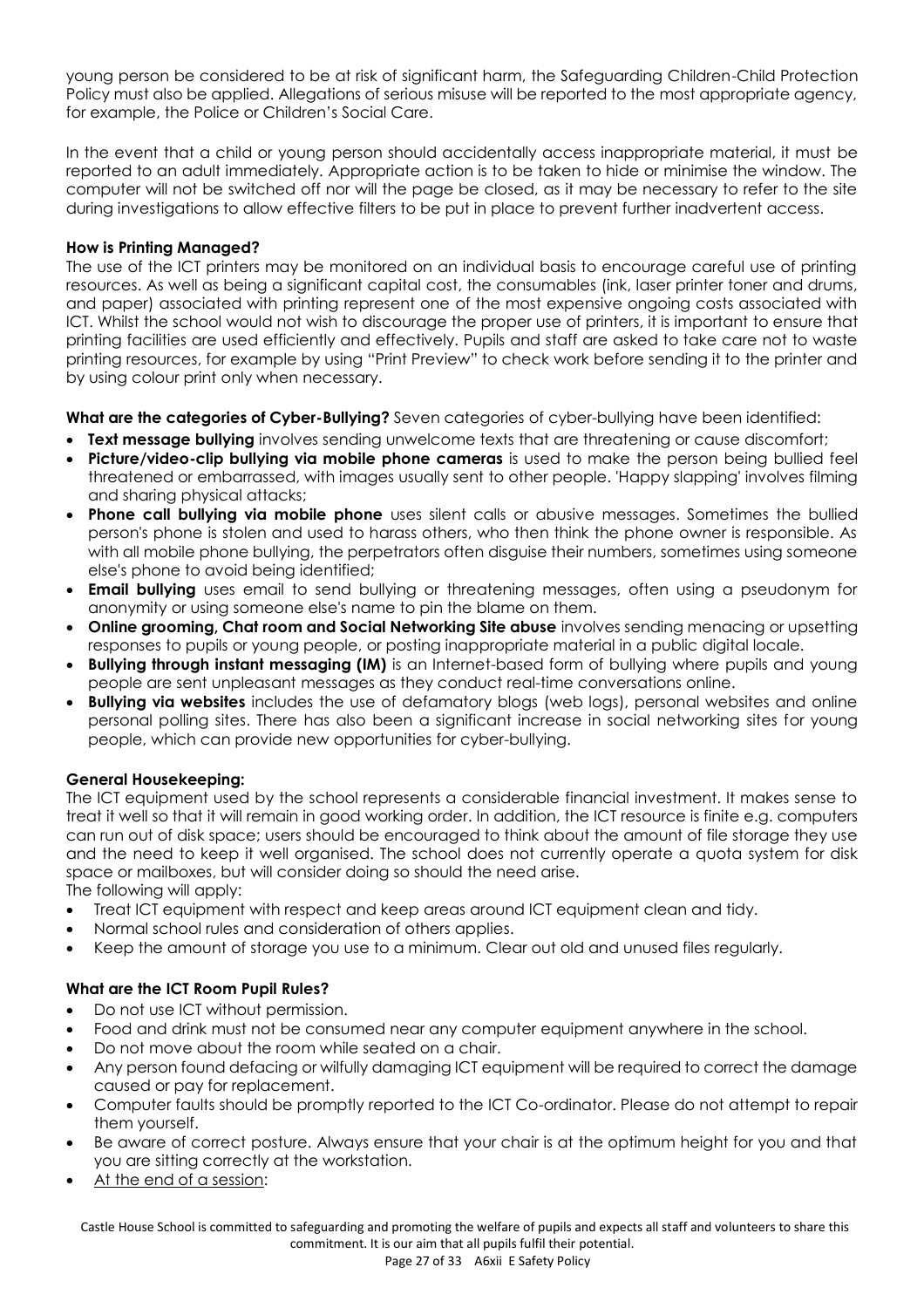young person be considered to be at risk of significant harm, the Safeguarding Children-Child Protection Policy must also be applied. Allegations of serious misuse will be reported to the most appropriate agency, for example, the Police or Children's Social Care.

In the event that a child or young person should accidentally access inappropriate material, it must be reported to an adult immediately. Appropriate action is to be taken to hide or minimise the window. The computer will not be switched off nor will the page be closed, as it may be necessary to refer to the site during investigations to allow effective filters to be put in place to prevent further inadvertent access.

**How is Printing Managed?**
The use of the ICT printers may be monitored on an individual basis to encourage careful use of printing resources. As well as being a significant capital cost, the consumables (ink, laser printer toner and drums, and paper) associated with printing represent one of the most expensive ongoing costs associated with ICT. Whilst the school would not wish to discourage the proper use of printers, it is important to ensure that printing facilities are used efficiently and effectively. Pupils and staff are asked to take care not to waste printing resources, for example by using "Print Preview" to check work before sending it to the printer and by using colour print only when necessary.

**What are the categories of Cyber-Bullying?** Seven categories of cyber-bullying have been identified:

- **Text message bullying** involves sending unwelcome texts that are threatening or cause discomfort;
- **Picture/video-clip bullying via mobile phone cameras** is used to make the person being bullied feel threatened or embarrassed, with images usually sent to other people. 'Happy slapping' involves filming and sharing physical attacks;
- **Phone call bullying via mobile phone** uses silent calls or abusive messages. Sometimes the bullied person's phone is stolen and used to harass others, who then think the phone owner is responsible. As with all mobile phone bullying, the perpetrators often disguise their numbers, sometimes using someone else's phone to avoid being identified;
- **Email bullying** uses email to send bullying or threatening messages, often using a pseudonym for anonymity or using someone else's name to pin the blame on them.
- **Online grooming, Chat room and Social Networking Site abuse** involves sending menacing or upsetting responses to pupils or young people, or posting inappropriate material in a public digital locale.
- **Bullying through instant messaging (IM)** is an Internet-based form of bullying where pupils and young people are sent unpleasant messages as they conduct real-time conversations online.
- **Bullying via websites** includes the use of defamatory blogs (web logs), personal websites and online personal polling sites. There has also been a significant increase in social networking sites for young people, which can provide new opportunities for cyber-bullying.

**General Housekeeping:**
The ICT equipment used by the school represents a considerable financial investment. It makes sense to treat it well so that it will remain in good working order. In addition, the ICT resource is finite e.g. computers can run out of disk space; users should be encouraged to think about the amount of file storage they use and the need to keep it well organised. The school does not currently operate a quota system for disk space or mailboxes, but will consider doing so should the need arise.
The following will apply:

- Treat ICT equipment with respect and keep areas around ICT equipment clean and tidy.
- Normal school rules and consideration of others applies.
- Keep the amount of storage you use to a minimum. Clear out old and unused files regularly.

**What are the ICT Room Pupil Rules?**

- Do not use ICT without permission.
- Food and drink must not be consumed near any computer equipment anywhere in the school.
- Do not move about the room while seated on a chair.
- Any person found defacing or wilfully damaging ICT equipment will be required to correct the damage caused or pay for replacement.
- Computer faults should be promptly reported to the ICT Co-ordinator. Please do not attempt to repair them yourself.
- Be aware of correct posture. Always ensure that your chair is at the optimum height for you and that you are sitting correctly at the workstation.
- At the end of a session: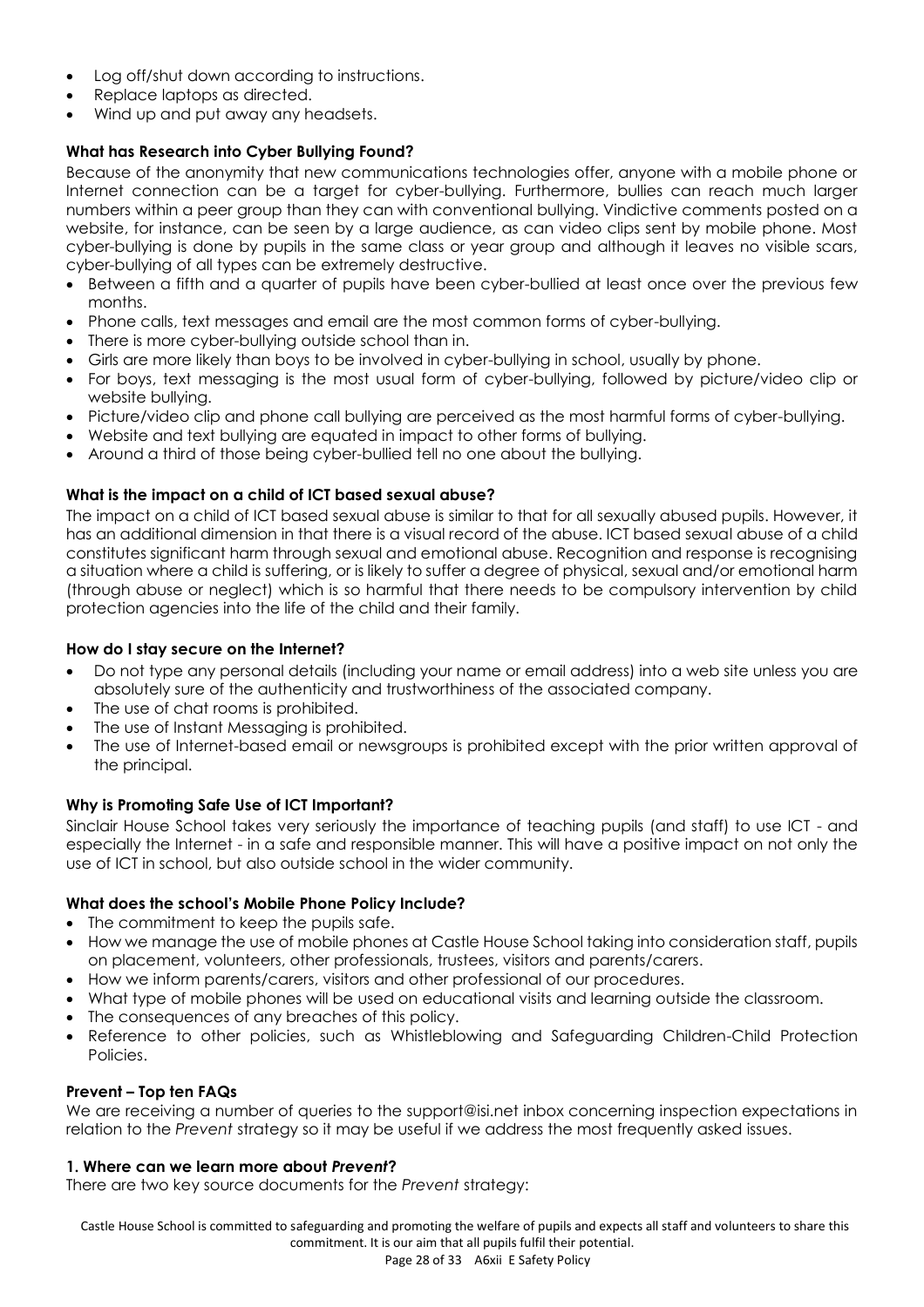- Log off/shut down according to instructions.
- Replace laptops as directed.
- Wind up and put away any headsets.

**What has Research into Cyber Bullying Found?**

Because of the anonymity that new communications technologies offer, anyone with a mobile phone or Internet connection can be a target for cyber-bullying. Furthermore, bullies can reach much larger numbers within a peer group than they can with conventional bullying. Vindictive comments posted on a website, for instance, can be seen by a large audience, as can video clips sent by mobile phone. Most cyber-bullying is done by pupils in the same class or year group and although it leaves no visible scars, cyber-bullying of all types can be extremely destructive.

- Between a fifth and a quarter of pupils have been cyber-bullied at least once over the previous few months.
- Phone calls, text messages and email are the most common forms of cyber-bullying.
- There is more cyber-bullying outside school than in.
- Girls are more likely than boys to be involved in cyber-bullying in school, usually by phone.
- For boys, text messaging is the most usual form of cyber-bullying, followed by picture/video clip or website bullying.
- Picture/video clip and phone call bullying are perceived as the most harmful forms of cyber-bullying.
- Website and text bullying are equated in impact to other forms of bullying.
- Around a third of those being cyber-bullied tell no one about the bullying.

**What is the impact on a child of ICT based sexual abuse?**

The impact on a child of ICT based sexual abuse is similar to that for all sexually abused pupils. However, it has an additional dimension in that there is a visual record of the abuse. ICT based sexual abuse of a child constitutes significant harm through sexual and emotional abuse. Recognition and response is recognising a situation where a child is suffering, or is likely to suffer a degree of physical, sexual and/or emotional harm (through abuse or neglect) which is so harmful that there needs to be compulsory intervention by child protection agencies into the life of the child and their family.

**How do I stay secure on the Internet?**

- Do not type any personal details (including your name or email address) into a web site unless you are absolutely sure of the authenticity and trustworthiness of the associated company.
- The use of chat rooms is prohibited.
- The use of Instant Messaging is prohibited.
- The use of Internet-based email or newsgroups is prohibited except with the prior written approval of the principal.

**Why is Promoting Safe Use of ICT Important?**

Sinclair House School takes very seriously the importance of teaching pupils (and staff) to use ICT - and especially the Internet - in a safe and responsible manner. This will have a positive impact on not only the use of ICT in school, but also outside school in the wider community.

**What does the school's Mobile Phone Policy Include?**

- The commitment to keep the pupils safe.
- How we manage the use of mobile phones at Castle House School taking into consideration staff, pupils on placement, volunteers, other professionals, trustees, visitors and parents/carers.
- How we inform parents/carers, visitors and other professional of our procedures.
- What type of mobile phones will be used on educational visits and learning outside the classroom.
- The consequences of any breaches of this policy.
- Reference to other policies, such as Whistleblowing and Safeguarding Children-Child Protection Policies.

**Prevent – Top ten FAQs**

We are receiving a number of queries to the support@isi.net inbox concerning inspection expectations in relation to the *Prevent* strategy so it may be useful if we address the most frequently asked issues.

**1. Where can we learn more about *Prevent*?**

There are two key source documents for the *Prevent* strategy: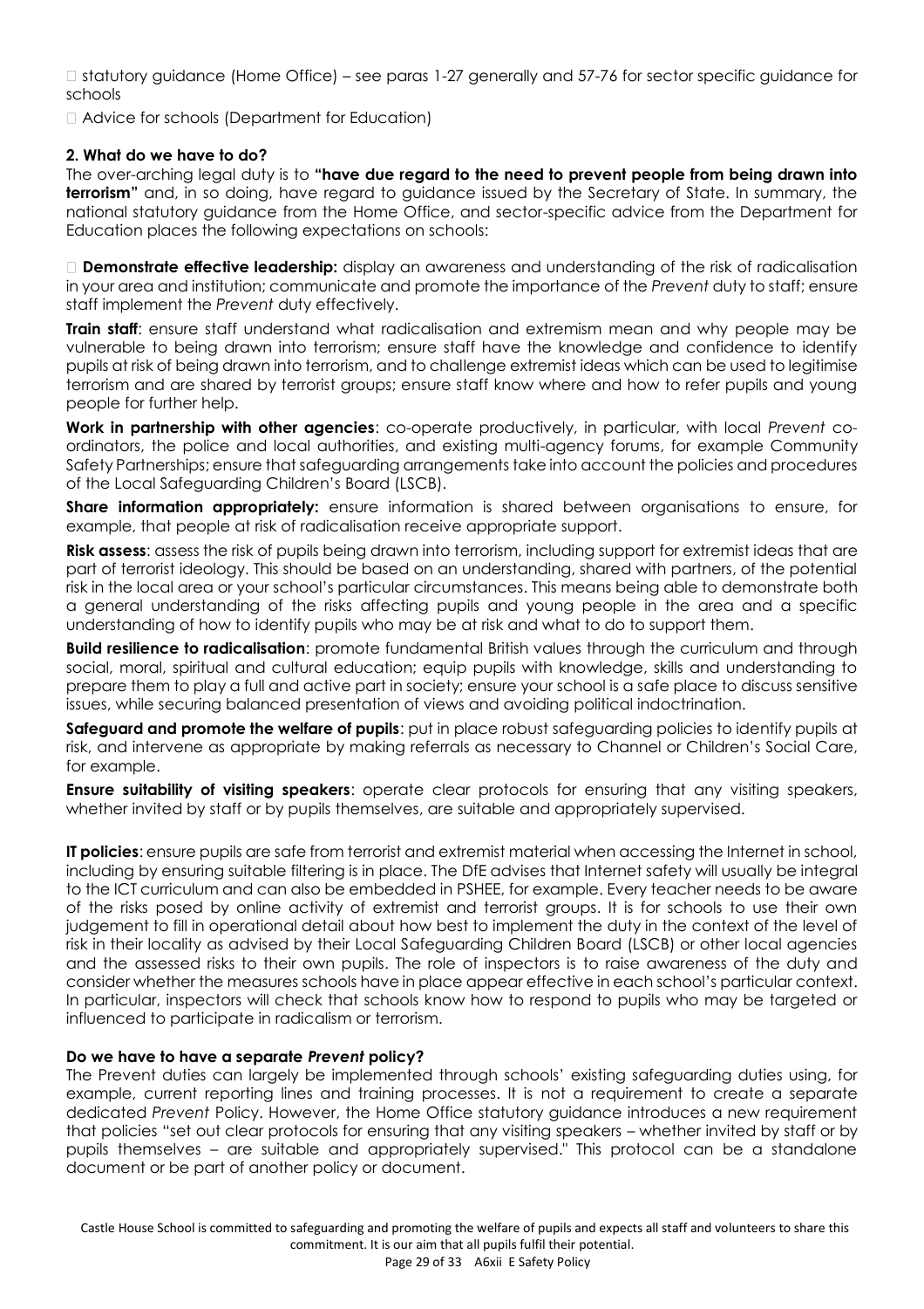- statutory guidance (Home Office) – see paras 1-27 generally and 57-76 for sector specific guidance for schools
- Advice for schools (Department for Education)

**2. What do we have to do?**

The over-arching legal duty is to **"have due regard to the need to prevent people from being drawn into terrorism"** and, in so doing, have regard to guidance issued by the Secretary of State. In summary, the national statutory guidance from the Home Office, and sector-specific advice from the Department for Education places the following expectations on schools:

- **Demonstrate effective leadership:** display an awareness and understanding of the risk of radicalisation in your area and institution; communicate and promote the importance of the *Prevent* duty to staff; ensure staff implement the *Prevent* duty effectively.

**Train staff**: ensure staff understand what radicalisation and extremism mean and why people may be vulnerable to being drawn into terrorism; ensure staff have the knowledge and confidence to identify pupils at risk of being drawn into terrorism, and to challenge extremist ideas which can be used to legitimise terrorism and are shared by terrorist groups; ensure staff know where and how to refer pupils and young people for further help.

**Work in partnership with other agencies**: co-operate productively, in particular, with local *Prevent* co-ordinators, the police and local authorities, and existing multi-agency forums, for example Community Safety Partnerships; ensure that safeguarding arrangements take into account the policies and procedures of the Local Safeguarding Children's Board (LSCB).

**Share information appropriately:** ensure information is shared between organisations to ensure, for example, that people at risk of radicalisation receive appropriate support.

**Risk assess**: assess the risk of pupils being drawn into terrorism, including support for extremist ideas that are part of terrorist ideology. This should be based on an understanding, shared with partners, of the potential risk in the local area or your school's particular circumstances. This means being able to demonstrate both a general understanding of the risks affecting pupils and young people in the area and a specific understanding of how to identify pupils who may be at risk and what to do to support them.

**Build resilience to radicalisation**: promote fundamental British values through the curriculum and through social, moral, spiritual and cultural education; equip pupils with knowledge, skills and understanding to prepare them to play a full and active part in society; ensure your school is a safe place to discuss sensitive issues, while securing balanced presentation of views and avoiding political indoctrination.

**Safeguard and promote the welfare of pupils**: put in place robust safeguarding policies to identify pupils at risk, and intervene as appropriate by making referrals as necessary to Channel or Children's Social Care, for example.

**Ensure suitability of visiting speakers**: operate clear protocols for ensuring that any visiting speakers, whether invited by staff or by pupils themselves, are suitable and appropriately supervised.

**IT policies**: ensure pupils are safe from terrorist and extremist material when accessing the Internet in school, including by ensuring suitable filtering is in place. The DfE advises that Internet safety will usually be integral to the ICT curriculum and can also be embedded in PSHEE, for example. Every teacher needs to be aware of the risks posed by online activity of extremist and terrorist groups. It is for schools to use their own judgement to fill in operational detail about how best to implement the duty in the context of the level of risk in their locality as advised by their Local Safeguarding Children Board (LSCB) or other local agencies and the assessed risks to their own pupils. The role of inspectors is to raise awareness of the duty and consider whether the measures schools have in place appear effective in each school's particular context. In particular, inspectors will check that schools know how to respond to pupils who may be targeted or influenced to participate in radicalism or terrorism.

**Do we have to have a separate *Prevent* policy?**

The Prevent duties can largely be implemented through schools' existing safeguarding duties using, for example, current reporting lines and training processes. It is not a requirement to create a separate dedicated *Prevent* Policy. However, the Home Office statutory guidance introduces a new requirement that policies "set out clear protocols for ensuring that any visiting speakers – whether invited by staff or by pupils themselves – are suitable and appropriately supervised." This protocol can be a standalone document or be part of another policy or document.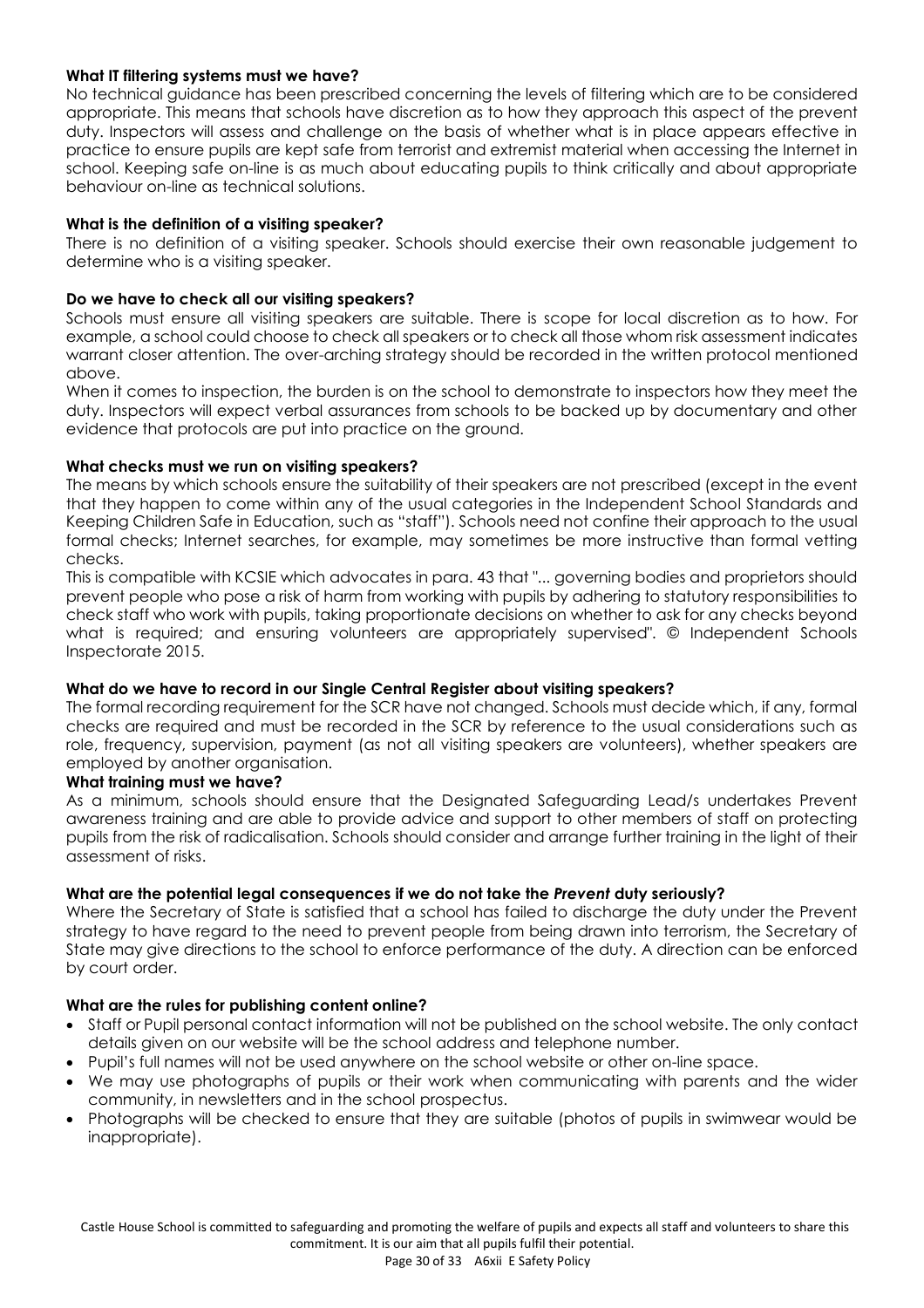**What IT filtering systems must we have?**

No technical guidance has been prescribed concerning the levels of filtering which are to be considered appropriate. This means that schools have discretion as to how they approach this aspect of the prevent duty. Inspectors will assess and challenge on the basis of whether what is in place appears effective in practice to ensure pupils are kept safe from terrorist and extremist material when accessing the Internet in school. Keeping safe on-line is as much about educating pupils to think critically and about appropriate behaviour on-line as technical solutions.

**What is the definition of a visiting speaker?**

There is no definition of a visiting speaker. Schools should exercise their own reasonable judgement to determine who is a visiting speaker.

**Do we have to check all our visiting speakers?**

Schools must ensure all visiting speakers are suitable. There is scope for local discretion as to how. For example, a school could choose to check all speakers or to check all those whom risk assessment indicates warrant closer attention. The over-arching strategy should be recorded in the written protocol mentioned above.

When it comes to inspection, the burden is on the school to demonstrate to inspectors how they meet the duty. Inspectors will expect verbal assurances from schools to be backed up by documentary and other evidence that protocols are put into practice on the ground.

**What checks must we run on visiting speakers?**

The means by which schools ensure the suitability of their speakers are not prescribed (except in the event that they happen to come within any of the usual categories in the Independent School Standards and Keeping Children Safe in Education, such as "staff"). Schools need not confine their approach to the usual formal checks; Internet searches, for example, may sometimes be more instructive than formal vetting checks.

This is compatible with KCSIE which advocates in para. 43 that "... governing bodies and proprietors should prevent people who pose a risk of harm from working with pupils by adhering to statutory responsibilities to check staff who work with pupils, taking proportionate decisions on whether to ask for any checks beyond what is required; and ensuring volunteers are appropriately supervised". © Independent Schools Inspectorate 2015.

**What do we have to record in our Single Central Register about visiting speakers?**

The formal recording requirement for the SCR have not changed. Schools must decide which, if any, formal checks are required and must be recorded in the SCR by reference to the usual considerations such as role, frequency, supervision, payment (as not all visiting speakers are volunteers), whether speakers are employed by another organisation.

**What training must we have?**

As a minimum, schools should ensure that the Designated Safeguarding Lead/s undertakes Prevent awareness training and are able to provide advice and support to other members of staff on protecting pupils from the risk of radicalisation. Schools should consider and arrange further training in the light of their assessment of risks.

**What are the potential legal consequences if we do not take the *Prevent* duty seriously?**

Where the Secretary of State is satisfied that a school has failed to discharge the duty under the Prevent strategy to have regard to the need to prevent people from being drawn into terrorism, the Secretary of State may give directions to the school to enforce performance of the duty. A direction can be enforced by court order.

**What are the rules for publishing content online?**

- Staff or Pupil personal contact information will not be published on the school website. The only contact details given on our website will be the school address and telephone number.
- Pupil's full names will not be used anywhere on the school website or other on-line space.
- We may use photographs of pupils or their work when communicating with parents and the wider community, in newsletters and in the school prospectus.
- Photographs will be checked to ensure that they are suitable (photos of pupils in swimwear would be inappropriate).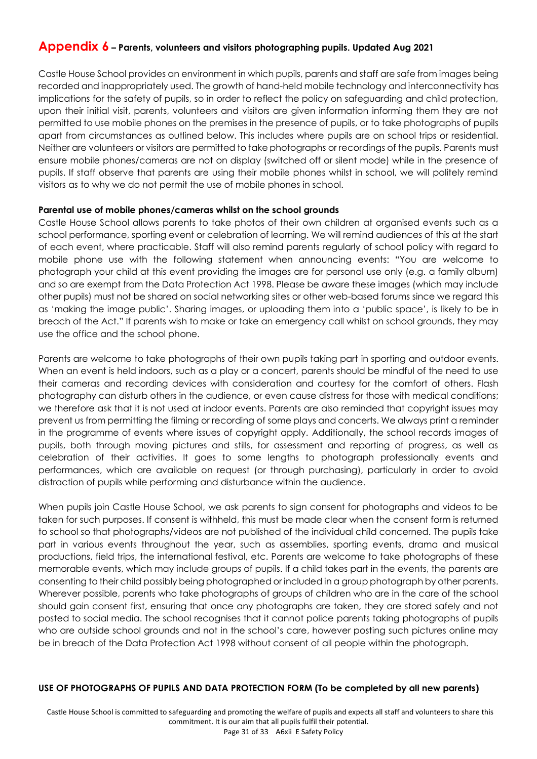## Appendix 6 – Parents, volunteers and visitors photographing pupils. Updated Aug 2021

Castle House School provides an environment in which pupils, parents and staff are safe from images being recorded and inappropriately used. The growth of hand-held mobile technology and interconnectivity has implications for the safety of pupils, so in order to reflect the policy on safeguarding and child protection, upon their initial visit, parents, volunteers and visitors are given information informing them they are not permitted to use mobile phones on the premises in the presence of pupils, or to take photographs of pupils apart from circumstances as outlined below. This includes where pupils are on school trips or residential. Neither are volunteers or visitors are permitted to take photographs or recordings of the pupils. Parents must ensure mobile phones/cameras are not on display (switched off or silent mode) while in the presence of pupils. If staff observe that parents are using their mobile phones whilst in school, we will politely remind visitors as to why we do not permit the use of mobile phones in school.

**Parental use of mobile phones/cameras whilst on the school grounds**

Castle House School allows parents to take photos of their own children at organised events such as a school performance, sporting event or celebration of learning. We will remind audiences of this at the start of each event, where practicable. Staff will also remind parents regularly of school policy with regard to mobile phone use with the following statement when announcing events: "You are welcome to photograph your child at this event providing the images are for personal use only (e.g. a family album) and so are exempt from the Data Protection Act 1998. Please be aware these images (which may include other pupils) must not be shared on social networking sites or other web-based forums since we regard this as 'making the image public'. Sharing images, or uploading them into a 'public space', is likely to be in breach of the Act." If parents wish to make or take an emergency call whilst on school grounds, they may use the office and the school phone.

Parents are welcome to take photographs of their own pupils taking part in sporting and outdoor events. When an event is held indoors, such as a play or a concert, parents should be mindful of the need to use their cameras and recording devices with consideration and courtesy for the comfort of others. Flash photography can disturb others in the audience, or even cause distress for those with medical conditions; we therefore ask that it is not used at indoor events. Parents are also reminded that copyright issues may prevent us from permitting the filming or recording of some plays and concerts. We always print a reminder in the programme of events where issues of copyright apply. Additionally, the school records images of pupils, both through moving pictures and stills, for assessment and reporting of progress, as well as celebration of their activities. It goes to some lengths to photograph professionally events and performances, which are available on request (or through purchasing), particularly in order to avoid distraction of pupils while performing and disturbance within the audience.

When pupils join Castle House School, we ask parents to sign consent for photographs and videos to be taken for such purposes. If consent is withheld, this must be made clear when the consent form is returned to school so that photographs/videos are not published of the individual child concerned. The pupils take part in various events throughout the year, such as assemblies, sporting events, drama and musical productions, field trips, the international festival, etc. Parents are welcome to take photographs of these memorable events, which may include groups of pupils. If a child takes part in the events, the parents are consenting to their child possibly being photographed or included in a group photograph by other parents. Wherever possible, parents who take photographs of groups of children who are in the care of the school should gain consent first, ensuring that once any photographs are taken, they are stored safely and not posted to social media. The school recognises that it cannot police parents taking photographs of pupils who are outside school grounds and not in the school's care, however posting such pictures online may be in breach of the Data Protection Act 1998 without consent of all people within the photograph.

**USE OF PHOTOGRAPHS OF PUPILS AND DATA PROTECTION FORM (To be completed by all new parents)**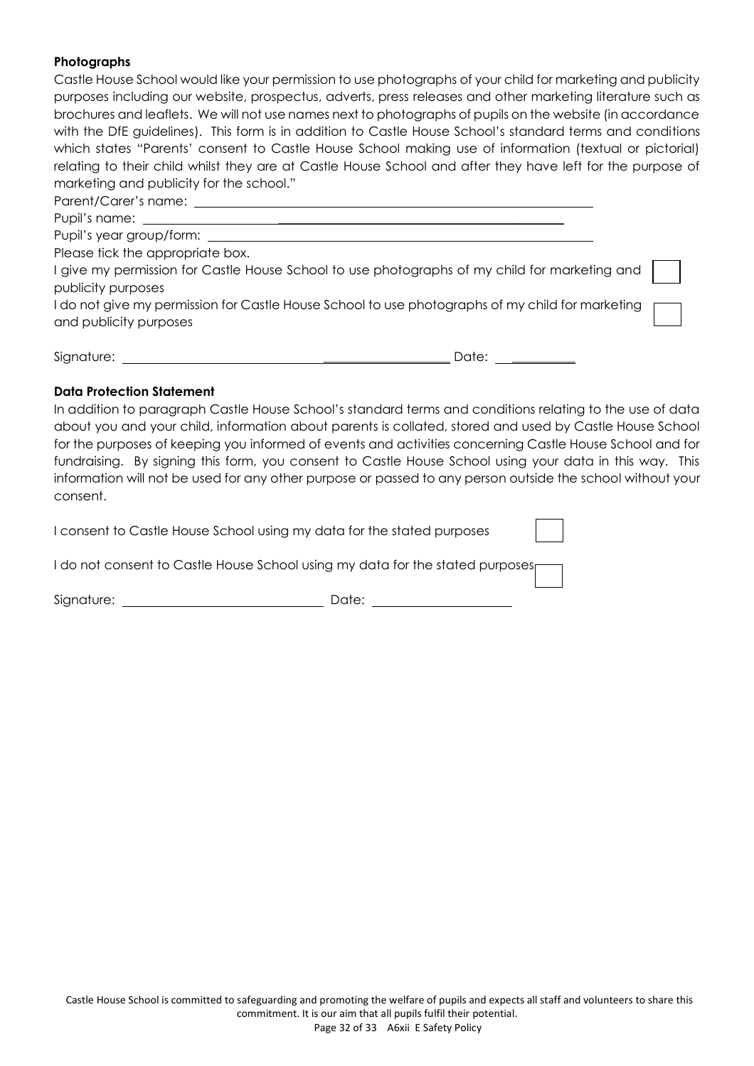**Photographs**

Castle House School would like your permission to use photographs of your child for marketing and publicity purposes including our website, prospectus, adverts, press releases and other marketing literature such as brochures and leaflets. We will not use names next to photographs of pupils on the website (in accordance with the DfE guidelines). This form is in addition to Castle House School's standard terms and conditions which states "Parents' consent to Castle House School making use of information (textual or pictorial) relating to their child whilst they are at Castle House School and after they have left for the purpose of marketing and publicity for the school."

Parent/Carer's name: ______________________________________________

Pupil's name: ______________________________________________

Pupil's year group/form: ______________________________________________

Please tick the appropriate box.

I give my permission for Castle House School to use photographs of my child for marketing and publicity purposes ☐

I do not give my permission for Castle House School to use photographs of my child for marketing and publicity purposes ☐

Signature: ______________________________ Date: __________

**Data Protection Statement**

In addition to paragraph Castle House School's standard terms and conditions relating to the use of data about you and your child, information about parents is collated, stored and used by Castle House School for the purposes of keeping you informed of events and activities concerning Castle House School and for fundraising. By signing this form, you consent to Castle House School using your data in this way. This information will not be used for any other purpose or passed to any person outside the school without your consent.

I consent to Castle House School using my data for the stated purposes ☐

I do not consent to Castle House School using my data for the stated purposes ☐

Signature: ______________________________ Date: ____________________

Castle House School is committed to safeguarding and promoting the welfare of pupils and expects all staff and volunteers to share this commitment. It is our aim that all pupils fulfil their potential.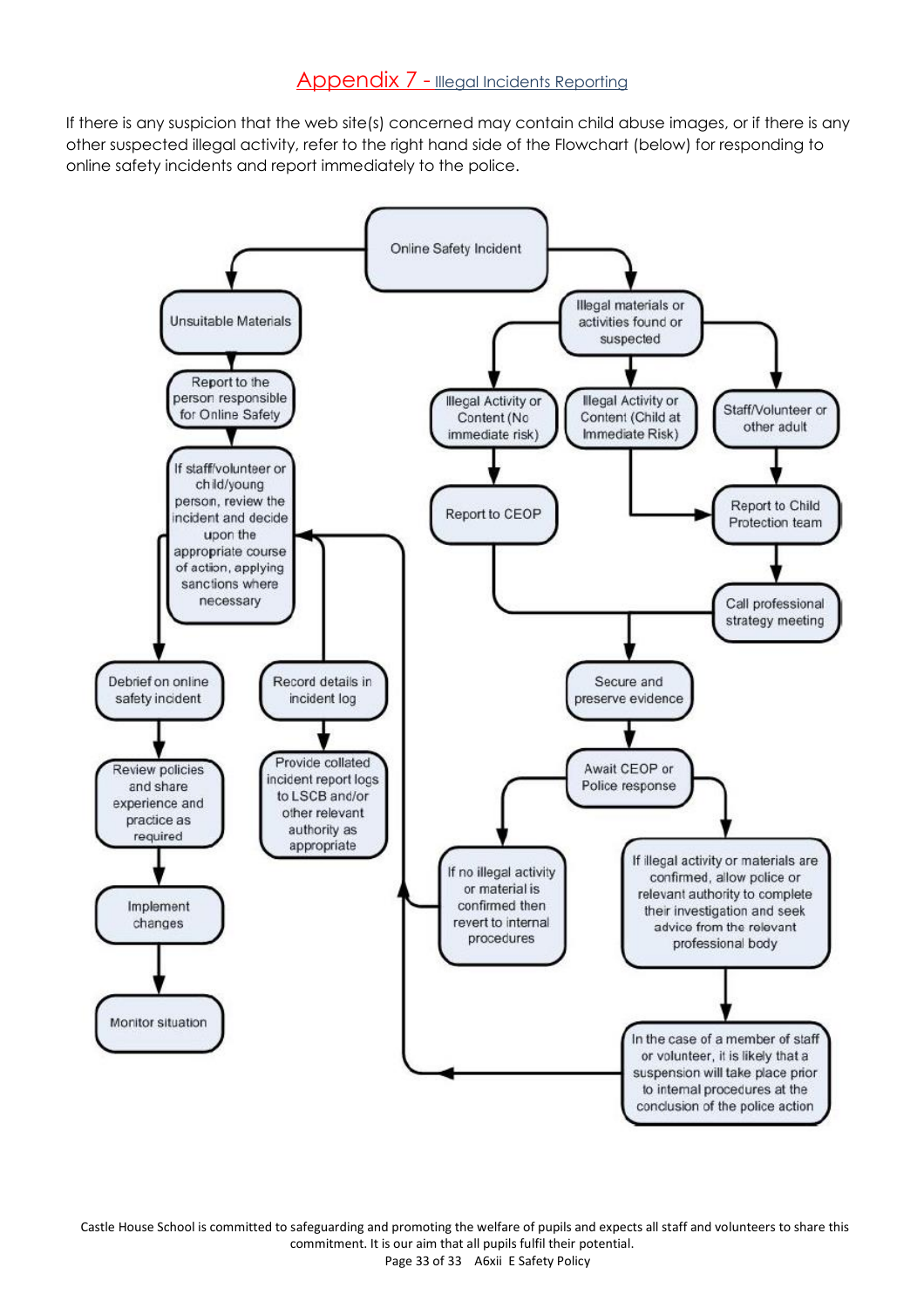## Appendix 7 - Illegal Incidents Reporting

If there is any suspicion that the web site(s) concerned may contain child abuse images, or if there is any other suspected illegal activity, refer to the right hand side of the Flowchart (below) for responding to online safety incidents and report immediately to the police.

Online Safety Incident

Unsuitable Materials

Report to the person responsible for Online Safety

If staff/volunteer or child/young person, review the incident and decide upon the appropriate course of action, applying sanctions where necessary

Debrief on online safety incident

Review policies and share experience and practice as required

Implement changes

Monitor situation

Record details in incident log

Provide collated incident report logs to LSCB and/or other relevant authority as appropriate

Illegal materials or activities found or suspected

Illegal Activity or Content (No immediate risk)

Illegal Activity or Content (Child at Immediate Risk)

Staff/Volunteer or other adult

Report to CEOP

Report to Child Protection team

Call professional strategy meeting

Secure and preserve evidence

Await CEOP or Police response

If no illegal activity or material is confirmed then revert to internal procedures

If illegal activity or materials are confirmed, allow police or relevant authority to complete their investigation and seek advice from the relevant professional body

In the case of a member of staff or volunteer, it is likely that a suspension will take place prior to internal procedures at the conclusion of the police action

Castle House School is committed to safeguarding and promoting the welfare of pupils and expects all staff and volunteers to share this commitment. It is our aim that all pupils fulfil their potential.